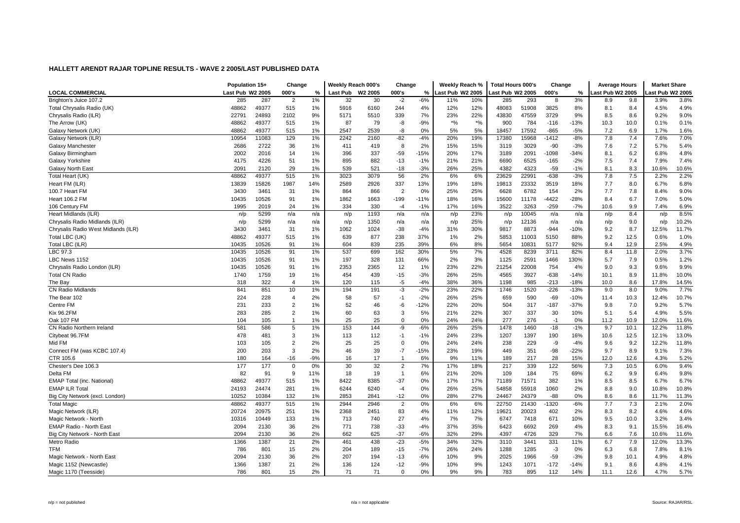# HALLETT ARENDT RAJAR TOPLINE RESULTS - WAVE 2 2005/LAST PUBLISHED DATA

| | Population 15+ | | Change | | Weekly Reach 000's | | Change | | Weekly Reach % | | Total Hours 000's | | Change | | Average Hours | | Market Share | |
|---|---|---|---|---|---|---|---|---|---|---|---|---|---|---|---|---|---|---|
| LOCAL COMMERCIAL | Last Pub | W2 2005 | 000's | % | Last Pub | W2 2005 | 000's | % | Last Pub | W2 2005 | Last Pub | W2 2005 | 000's | % | Last Pub | W2 2005 | Last Pub | W2 2005 |
| Brighton's Juice 107.2 | 285 | 287 | 2 | 1% | 32 | 30 | -2 | -6% | 11% | 10% | 285 | 293 | 8 | 3% | 8.9 | 9.8 | 3.9% | 3.8% |
| Total Chrysalis Radio (UK) | 48862 | 49377 | 515 | 1% | 5916 | 6160 | 244 | 4% | 12% | 12% | 48083 | 51908 | 3825 | 8% | 8.1 | 8.4 | 4.5% | 4.9% |
| Chrysalis Radio (ILR) | 22791 | 24893 | 2102 | 9% | 5171 | 5510 | 339 | 7% | 23% | 22% | 43830 | 47559 | 3729 | 9% | 8.5 | 8.6 | 9.2% | 9.0% |
| The Arrow (UK) | 48862 | 49377 | 515 | 1% | 87 | 79 | -8 | -9% | *% | *% | 900 | 784 | -116 | -13% | 10.3 | 10.0 | 0.1% | 0.1% |
| Galaxy Network (UK) | 48862 | 49377 | 515 | 1% | 2547 | 2539 | -8 | 0% | 5% | 5% | 18457 | 17592 | -865 | -5% | 7.2 | 6.9 | 1.7% | 1.6% |
| Galaxy Network (ILR) | 10954 | 11083 | 129 | 1% | 2242 | 2160 | -82 | -4% | 20% | 19% | 17380 | 15968 | -1412 | -8% | 7.8 | 7.4 | 7.6% | 7.0% |
| Galaxy Manchester | 2686 | 2722 | 36 | 1% | 411 | 419 | 8 | 2% | 15% | 15% | 3119 | 3029 | -90 | -3% | 7.6 | 7.2 | 5.7% | 5.4% |
| Galaxy Birmingham | 2002 | 2016 | 14 | 1% | 396 | 337 | -59 | -15% | 20% | 17% | 3189 | 2091 | -1098 | -34% | 8.1 | 6.2 | 6.8% | 4.8% |
| Galaxy Yorkshire | 4175 | 4226 | 51 | 1% | 895 | 882 | -13 | -1% | 21% | 21% | 6690 | 6525 | -165 | -2% | 7.5 | 7.4 | 7.9% | 7.4% |
| Galaxy North East | 2091 | 2120 | 29 | 1% | 539 | 521 | -18 | -3% | 26% | 25% | 4382 | 4323 | -59 | -1% | 8.1 | 8.3 | 10.6% | 10.6% |
| Total Heart (UK) | 48862 | 49377 | 515 | 1% | 3023 | 3079 | 56 | 2% | 6% | 6% | 23629 | 22991 | -638 | -3% | 7.8 | 7.5 | 2.2% | 2.2% |
| Heart FM (ILR) | 13839 | 15826 | 1987 | 14% | 2589 | 2926 | 337 | 13% | 19% | 18% | 19813 | 23332 | 3519 | 18% | 7.7 | 8.0 | 6.7% | 6.8% |
| 100.7 Heart FM | 3430 | 3461 | 31 | 1% | 864 | 866 | 2 | 0% | 25% | 25% | 6628 | 6782 | 154 | 2% | 7.7 | 7.8 | 8.4% | 9.0% |
| Heart 106.2 FM | 10435 | 10526 | 91 | 1% | 1862 | 1663 | -199 | -11% | 18% | 16% | 15600 | 11178 | -4422 | -28% | 8.4 | 6.7 | 7.0% | 5.0% |
| 106 Century FM | 1995 | 2019 | 24 | 1% | 334 | 330 | -4 | -1% | 17% | 16% | 3522 | 3263 | -259 | -7% | 10.6 | 9.9 | 7.4% | 6.9% |
| Heart Midlands (ILR) | n/p | 5299 | n/a | n/a | n/p | 1193 | n/a | n/a | n/p | 23% | n/p | 10045 | n/a | n/a | n/p | 8.4 | n/p | 8.5% |
| Chrysalis Radio Midlands (ILR) | n/p | 5299 | n/a | n/a | n/p | 1350 | n/a | n/a | n/p | 25% | n/p | 12136 | n/a | n/a | n/p | 9.0 | n/p | 10.2% |
| Chrysalis Radio West Midlands (ILR) | 3430 | 3461 | 31 | 1% | 1062 | 1024 | -38 | -4% | 31% | 30% | 9817 | 8873 | -944 | -10% | 9.2 | 8.7 | 12.5% | 11.7% |
| Total LBC (UK) | 48862 | 49377 | 515 | 1% | 639 | 877 | 238 | 37% | 1% | 2% | 5853 | 11003 | 5150 | 88% | 9.2 | 12.5 | 0.6% | 1.0% |
| Total LBC (ILR) | 10435 | 10526 | 91 | 1% | 604 | 839 | 235 | 39% | 6% | 8% | 5654 | 10831 | 5177 | 92% | 9.4 | 12.9 | 2.5% | 4.9% |
| LBC 97.3 | 10435 | 10526 | 91 | 1% | 537 | 699 | 162 | 30% | 5% | 7% | 4528 | 8239 | 3711 | 82% | 8.4 | 11.8 | 2.0% | 3.7% |
| LBC News 1152 | 10435 | 10526 | 91 | 1% | 197 | 328 | 131 | 66% | 2% | 3% | 1125 | 2591 | 1466 | 130% | 5.7 | 7.9 | 0.5% | 1.2% |
| Chrysalis Radio London (ILR) | 10435 | 10526 | 91 | 1% | 2353 | 2365 | 12 | 1% | 23% | 22% | 21254 | 22008 | 754 | 4% | 9.0 | 9.3 | 9.6% | 9.9% |
| Total CN Radio | 1740 | 1759 | 19 | 1% | 454 | 439 | -15 | -3% | 26% | 25% | 4565 | 3927 | -638 | -14% | 10.1 | 8.9 | 11.8% | 10.0% |
| The Bay | 318 | 322 | 4 | 1% | 120 | 115 | -5 | -4% | 38% | 36% | 1198 | 985 | -213 | -18% | 10.0 | 8.6 | 17.8% | 14.5% |
| CN Radio Midlands | 841 | 851 | 10 | 1% | 194 | 191 | -3 | -2% | 23% | 22% | 1746 | 1520 | -226 | -13% | 9.0 | 8.0 | 9.0% | 7.7% |
| The Bear 102 | 224 | 228 | 4 | 2% | 58 | 57 | -1 | -2% | 26% | 25% | 659 | 590 | -69 | -10% | 11.4 | 10.3 | 12.4% | 10.7% |
| Centre FM | 231 | 233 | 2 | 1% | 52 | 46 | -6 | -12% | 22% | 20% | 504 | 317 | -187 | -37% | 9.8 | 7.0 | 9.2% | 5.7% |
| Kix 96.2FM | 283 | 285 | 2 | 1% | 60 | 63 | 3 | 5% | 21% | 22% | 307 | 337 | 30 | 10% | 5.1 | 5.4 | 4.9% | 5.5% |
| Oak 107 FM | 104 | 105 | 1 | 1% | 25 | 25 | 0 | 0% | 24% | 24% | 277 | 276 | -1 | 0% | 11.2 | 10.9 | 12.0% | 11.6% |
| CN Radio Northern Ireland | 581 | 586 | 5 | 1% | 153 | 144 | -9 | -6% | 26% | 25% | 1478 | 1460 | -18 | -1% | 9.7 | 10.1 | 12.2% | 11.8% |
| Citybeat 96.7FM | 478 | 481 | 3 | 1% | 113 | 112 | -1 | -1% | 24% | 23% | 1207 | 1397 | 190 | 16% | 10.6 | 12.5 | 12.1% | 13.0% |
| Mid FM | 103 | 105 | 2 | 2% | 25 | 25 | 0 | 0% | 24% | 24% | 238 | 229 | -9 | -4% | 9.6 | 9.2 | 12.2% | 11.8% |
| Connect FM (was KCBC 107.4) | 200 | 203 | 3 | 2% | 46 | 39 | -7 | -15% | 23% | 19% | 449 | 351 | -98 | -22% | 9.7 | 8.9 | 9.1% | 7.3% |
| CTR 105.6 | 180 | 164 | -16 | -9% | 16 | 17 | 1 | 6% | 9% | 11% | 189 | 217 | 28 | 15% | 12.0 | 12.6 | 4.3% | 5.2% |
| Chester's Dee 106.3 | 177 | 177 | 0 | 0% | 30 | 32 | 2 | 7% | 17% | 18% | 217 | 339 | 122 | 56% | 7.3 | 10.5 | 6.0% | 9.4% |
| Delta FM | 82 | 91 | 9 | 11% | 18 | 19 | 1 | 6% | 21% | 20% | 109 | 184 | 75 | 69% | 6.2 | 9.9 | 6.4% | 9.8% |
| EMAP Total (inc. National) | 48862 | 49377 | 515 | 1% | 8422 | 8385 | -37 | 0% | 17% | 17% | 71189 | 71571 | 382 | 1% | 8.5 | 8.5 | 6.7% | 6.7% |
| EMAP ILR Total | 24193 | 24474 | 281 | 1% | 6244 | 6240 | -4 | 0% | 26% | 25% | 54858 | 55918 | 1060 | 2% | 8.8 | 9.0 | 10.8% | 10.8% |
| Big City Network (excl. London) | 10252 | 10384 | 132 | 1% | 2853 | 2841 | -12 | 0% | 28% | 27% | 24467 | 24379 | -88 | 0% | 8.6 | 8.6 | 11.7% | 11.3% |
| Total Magic | 48862 | 49377 | 515 | 1% | 2944 | 2946 | 2 | 0% | 6% | 6% | 22750 | 21430 | -1320 | -6% | 7.7 | 7.3 | 2.1% | 2.0% |
| Magic Network (ILR) | 20724 | 20975 | 251 | 1% | 2368 | 2451 | 83 | 4% | 11% | 12% | 19621 | 20023 | 402 | 2% | 8.3 | 8.2 | 4.6% | 4.6% |
| Magic Network - North | 10316 | 10449 | 133 | 1% | 713 | 740 | 27 | 4% | 7% | 7% | 6747 | 7418 | 671 | 10% | 9.5 | 10.0 | 3.2% | 3.4% |
| EMAP Radio - North East | 2094 | 2130 | 36 | 2% | 771 | 738 | -33 | -4% | 37% | 35% | 6423 | 6692 | 269 | 4% | 8.3 | 9.1 | 15.5% | 16.4% |
| Big City Network - North East | 2094 | 2130 | 36 | 2% | 662 | 625 | -37 | -6% | 32% | 29% | 4397 | 4726 | 329 | 7% | 6.6 | 7.6 | 10.6% | 11.6% |
| Metro Radio | 1366 | 1387 | 21 | 2% | 461 | 438 | -23 | -5% | 34% | 32% | 3110 | 3441 | 331 | 11% | 6.7 | 7.9 | 12.0% | 13.3% |
| TFM | 786 | 801 | 15 | 2% | 204 | 189 | -15 | -7% | 26% | 24% | 1288 | 1285 | -3 | 0% | 6.3 | 6.8 | 7.8% | 8.1% |
| Magic Network - North East | 2094 | 2130 | 36 | 2% | 207 | 194 | -13 | -6% | 10% | 9% | 2025 | 1966 | -59 | -3% | 9.8 | 10.1 | 4.9% | 4.8% |
| Magic 1152 (Newcastle) | 1366 | 1387 | 21 | 2% | 136 | 124 | -12 | -9% | 10% | 9% | 1243 | 1071 | -172 | -14% | 9.1 | 8.6 | 4.8% | 4.1% |
| Magic 1170 (Teesside) | 786 | 801 | 15 | 2% | 71 | 71 | 0 | 0% | 9% | 9% | 783 | 895 | 112 | 14% | 11.1 | 12.6 | 4.7% | 5.7% |

n/p = not published

n/a = not applicable

Source: RAJAR/RSL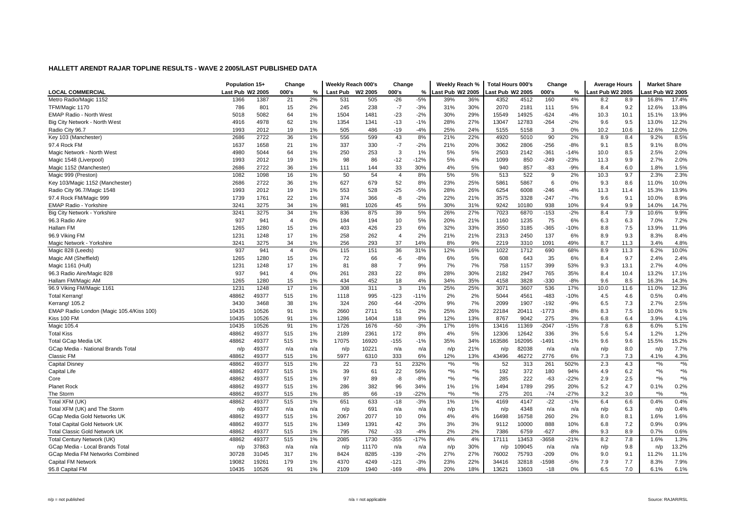## HALLETT ARENDT RAJAR TOPLINE RESULTS - WAVE 2 2005/LAST PUBLISHED DATA

| LOCAL COMMERCIAL | Population 15+ | | Change | | Weekly Reach 000's | | Change | | Weekly Reach % | | Total Hours 000's | | Change | | Average Hours | | Market Share | |
|---|---|---|---|---|---|---|---|---|---|---|---|---|---|---|---|---|---|---|
| | Last Pub | W2 2005 | 000's | % | Last Pub | W2 2005 | 000's | % | Last Pub | W2 2005 | Last Pub | W2 2005 | 000's | % | Last Pub | W2 2005 | Last Pub | W2 2005 |
| Metro Radio/Magic 1152 | 1366 | 1387 | 21 | 2% | 531 | 505 | -26 | -5% | 39% | 36% | 4352 | 4512 | 160 | 4% | 8.2 | 8.9 | 16.8% | 17.4% |
| TFM/Magic 1170 | 786 | 801 | 15 | 2% | 245 | 238 | -7 | -3% | 31% | 30% | 2070 | 2181 | 111 | 5% | 8.4 | 9.2 | 12.6% | 13.8% |
| EMAP Radio - North West | 5018 | 5082 | 64 | 1% | 1504 | 1481 | -23 | -2% | 30% | 29% | 15549 | 14925 | -624 | -4% | 10.3 | 10.1 | 15.1% | 13.9% |
| Big City Network - North West | 4916 | 4978 | 62 | 1% | 1354 | 1341 | -13 | -1% | 28% | 27% | 13047 | 12783 | -264 | -2% | 9.6 | 9.5 | 13.0% | 12.2% |
| Radio City 96.7 | 1993 | 2012 | 19 | 1% | 505 | 486 | -19 | -4% | 25% | 24% | 5155 | 5158 | 3 | 0% | 10.2 | 10.6 | 12.6% | 12.0% |
| Key 103 (Manchester) | 2686 | 2722 | 36 | 1% | 556 | 599 | 43 | 8% | 21% | 22% | 4920 | 5010 | 90 | 2% | 8.9 | 8.4 | 9.2% | 8.5% |
| 97.4 Rock FM | 1637 | 1658 | 21 | 1% | 337 | 330 | -7 | -2% | 21% | 20% | 3062 | 2806 | -256 | -8% | 9.1 | 8.5 | 9.1% | 8.0% |
| Magic Network - North West | 4980 | 5044 | 64 | 1% | 250 | 253 | 3 | 1% | 5% | 5% | 2503 | 2142 | -361 | -14% | 10.0 | 8.5 | 2.5% | 2.0% |
| Magic 1548 (Liverpool) | 1993 | 2012 | 19 | 1% | 98 | 86 | -12 | -12% | 5% | 4% | 1099 | 850 | -249 | -23% | 11.3 | 9.9 | 2.7% | 2.0% |
| Magic 1152 (Manchester) | 2686 | 2722 | 36 | 1% | 111 | 144 | 33 | 30% | 4% | 5% | 940 | 857 | -83 | -9% | 8.4 | 6.0 | 1.8% | 1.5% |
| Magic 999 (Preston) | 1082 | 1098 | 16 | 1% | 50 | 54 | 4 | 8% | 5% | 5% | 513 | 522 | 9 | 2% | 10.3 | 9.7 | 2.3% | 2.3% |
| Key 103/Magic 1152 (Manchester) | 2686 | 2722 | 36 | 1% | 627 | 679 | 52 | 8% | 23% | 25% | 5861 | 5867 | 6 | 0% | 9.3 | 8.6 | 11.0% | 10.0% |
| Radio City 96.7/Magic 1548 | 1993 | 2012 | 19 | 1% | 553 | 528 | -25 | -5% | 28% | 26% | 6254 | 6008 | -246 | -4% | 11.3 | 11.4 | 15.3% | 13.9% |
| 97.4 Rock FM/Magic 999 | 1739 | 1761 | 22 | 1% | 374 | 366 | -8 | -2% | 22% | 21% | 3575 | 3328 | -247 | -7% | 9.6 | 9.1 | 10.0% | 8.9% |
| EMAP Radio - Yorkshire | 3241 | 3275 | 34 | 1% | 981 | 1026 | 45 | 5% | 30% | 31% | 9242 | 10180 | 938 | 10% | 9.4 | 9.9 | 14.0% | 14.7% |
| Big City Network - Yorkshire | 3241 | 3275 | 34 | 1% | 836 | 875 | 39 | 5% | 26% | 27% | 7023 | 6870 | -153 | -2% | 8.4 | 7.9 | 10.6% | 9.9% |
| 96.3 Radio Aire | 937 | 941 | 4 | 0% | 184 | 194 | 10 | 5% | 20% | 21% | 1160 | 1235 | 75 | 6% | 6.3 | 6.3 | 7.0% | 7.2% |
| Hallam FM | 1265 | 1280 | 15 | 1% | 403 | 426 | 23 | 6% | 32% | 33% | 3550 | 3185 | -365 | -10% | 8.8 | 7.5 | 13.9% | 11.9% |
| 96.9 Viking FM | 1231 | 1248 | 17 | 1% | 258 | 262 | 4 | 2% | 21% | 21% | 2313 | 2450 | 137 | 6% | 8.9 | 9.3 | 8.3% | 8.4% |
| Magic Network - Yorkshire | 3241 | 3275 | 34 | 1% | 256 | 293 | 37 | 14% | 8% | 9% | 2219 | 3310 | 1091 | 49% | 8.7 | 11.3 | 3.4% | 4.8% |
| Magic 828 (Leeds) | 937 | 941 | 4 | 0% | 115 | 151 | 36 | 31% | 12% | 16% | 1022 | 1712 | 690 | 68% | 8.9 | 11.3 | 6.2% | 10.0% |
| Magic AM (Sheffield) | 1265 | 1280 | 15 | 1% | 72 | 66 | -6 | -8% | 6% | 5% | 608 | 643 | 35 | 6% | 8.4 | 9.7 | 2.4% | 2.4% |
| Magic 1161 (Hull) | 1231 | 1248 | 17 | 1% | 81 | 88 | 7 | 9% | 7% | 7% | 758 | 1157 | 399 | 53% | 9.3 | 13.1 | 2.7% | 4.0% |
| 96.3 Radio Aire/Magic 828 | 937 | 941 | 4 | 0% | 261 | 283 | 22 | 8% | 28% | 30% | 2182 | 2947 | 765 | 35% | 8.4 | 10.4 | 13.2% | 17.1% |
| Hallam FM/Magic AM | 1265 | 1280 | 15 | 1% | 434 | 452 | 18 | 4% | 34% | 35% | 4158 | 3828 | -330 | -8% | 9.6 | 8.5 | 16.3% | 14.3% |
| 96.9 Viking FM/Magic 1161 | 1231 | 1248 | 17 | 1% | 308 | 311 | 3 | 1% | 25% | 25% | 3071 | 3607 | 536 | 17% | 10.0 | 11.6 | 11.0% | 12.3% |
| Total Kerrang! | 48862 | 49377 | 515 | 1% | 1118 | 995 | -123 | -11% | 2% | 2% | 5044 | 4561 | -483 | -10% | 4.5 | 4.6 | 0.5% | 0.4% |
| Kerrang! 105.2 | 3430 | 3468 | 38 | 1% | 324 | 260 | -64 | -20% | 9% | 7% | 2099 | 1907 | -192 | -9% | 6.5 | 7.3 | 2.7% | 2.5% |
| EMAP Radio London (Magic 105.4/Kiss 100) | 10435 | 10526 | 91 | 1% | 2660 | 2711 | 51 | 2% | 25% | 26% | 22184 | 20411 | -1773 | -8% | 8.3 | 7.5 | 10.0% | 9.1% |
| Kiss 100 FM | 10435 | 10526 | 91 | 1% | 1286 | 1404 | 118 | 9% | 12% | 13% | 8767 | 9042 | 275 | 3% | 6.8 | 6.4 | 3.9% | 4.1% |
| Magic 105.4 | 10435 | 10526 | 91 | 1% | 1726 | 1676 | -50 | -3% | 17% | 16% | 13416 | 11369 | -2047 | -15% | 7.8 | 6.8 | 6.0% | 5.1% |
| The Total Kiss | 48862 | 49377 | 515 | 1% | 2189 | 2361 | 172 | 8% | 4% | 5% | 12306 | 12642 | 336 | 3% | 5.6 | 5.4 | 1.2% | 1.2% |
| Total GCap Media UK | 48862 | 49377 | 515 | 1% | 17075 | 16920 | -155 | -1% | 35% | 34% | 163586 | 162095 | -1491 | -1% | 9.6 | 9.6 | 15.5% | 15.2% |
| GCap Media - National Brands Total | n/p | 49377 | n/a | n/a | n/p | 10221 | n/a | n/a | n/p | 21% | n/p | 82038 | n/a | n/a | n/p | 8.0 | n/p | 7.7% |
| Classic FM | 48862 | 49377 | 515 | 1% | 5977 | 6310 | 333 | 6% | 12% | 13% | 43496 | 46272 | 2776 | 6% | 7.3 | 7.3 | 4.1% | 4.3% |
| Capital Disney | 48862 | 49377 | 515 | 1% | 22 | 73 | 51 | 232% | *% | *% | 52 | 313 | 261 | 502% | 2.3 | 4.3 | *% | *% |
| Capital Life | 48862 | 49377 | 515 | 1% | 39 | 61 | 22 | 56% | *% | *% | 192 | 372 | 180 | 94% | 4.9 | 6.2 | *% | *% |
| Core | 48862 | 49377 | 515 | 1% | 97 | 89 | -8 | -8% | *% | *% | 285 | 222 | -63 | -22% | 2.9 | 2.5 | *% | *% |
| Planet Rock | 48862 | 49377 | 515 | 1% | 286 | 382 | 96 | 34% | 1% | 1% | 1494 | 1789 | 295 | 20% | 5.2 | 4.7 | 0.1% | 0.2% |
| The Storm | 48862 | 49377 | 515 | 1% | 85 | 66 | -19 | -22% | *% | *% | 275 | 201 | -74 | -27% | 3.2 | 3.0 | *% | *% |
| Total XFM (UK) | 48862 | 49377 | 515 | 1% | 651 | 633 | -18 | -3% | 1% | 1% | 4169 | 4147 | -22 | -1% | 6.4 | 6.6 | 0.4% | 0.4% |
| Total XFM (UK) and The Storm | n/p | 49377 | n/a | n/a | n/p | 691 | n/a | n/a | n/p | 1% | n/p | 4348 | n/a | n/a | n/p | 6.3 | n/p | 0.4% |
| GCap Media Gold Networks UK | 48862 | 49377 | 515 | 1% | 2067 | 2077 | 10 | 0% | 4% | 4% | 16498 | 16758 | 260 | 2% | 8.0 | 8.1 | 1.6% | 1.6% |
| Total Capital Gold Network UK | 48862 | 49377 | 515 | 1% | 1349 | 1391 | 42 | 3% | 3% | 3% | 9112 | 10000 | 888 | 10% | 6.8 | 7.2 | 0.9% | 0.9% |
| Total Classic Gold Network UK | 48862 | 49377 | 515 | 1% | 795 | 762 | -33 | -4% | 2% | 2% | 7386 | 6759 | -627 | -8% | 9.3 | 8.9 | 0.7% | 0.6% |
| Total Century Network (UK) | 48862 | 49377 | 515 | 1% | 2085 | 1730 | -355 | -17% | 4% | 4% | 17111 | 13453 | -3658 | -21% | 8.2 | 7.8 | 1.6% | 1.3% |
| GCap Media - Local Brands Total | n/p | 37863 | n/a | n/a | n/p | 11170 | n/a | n/a | n/p | 30% | n/p | 109045 | n/a | n/a | n/p | 9.8 | n/p | 13.2% |
| GCap Media FM Networks Combined | 30728 | 31045 | 317 | 1% | 8424 | 8285 | -139 | -2% | 27% | 27% | 76002 | 75793 | -209 | 0% | 9.0 | 9.1 | 11.2% | 11.1% |
| Capital FM Network | 19082 | 19261 | 179 | 1% | 4370 | 4249 | -121 | -3% | 23% | 22% | 34416 | 32818 | -1598 | -5% | 7.9 | 7.7 | 8.3% | 7.9% |
| 95.8 Capital FM | 10435 | 10526 | 91 | 1% | 2109 | 1940 | -169 | -8% | 20% | 18% | 13621 | 13603 | -18 | 0% | 6.5 | 7.0 | 6.1% | 6.1% |

n/p = not published n/a = not applicable Source: RAJAR/RSL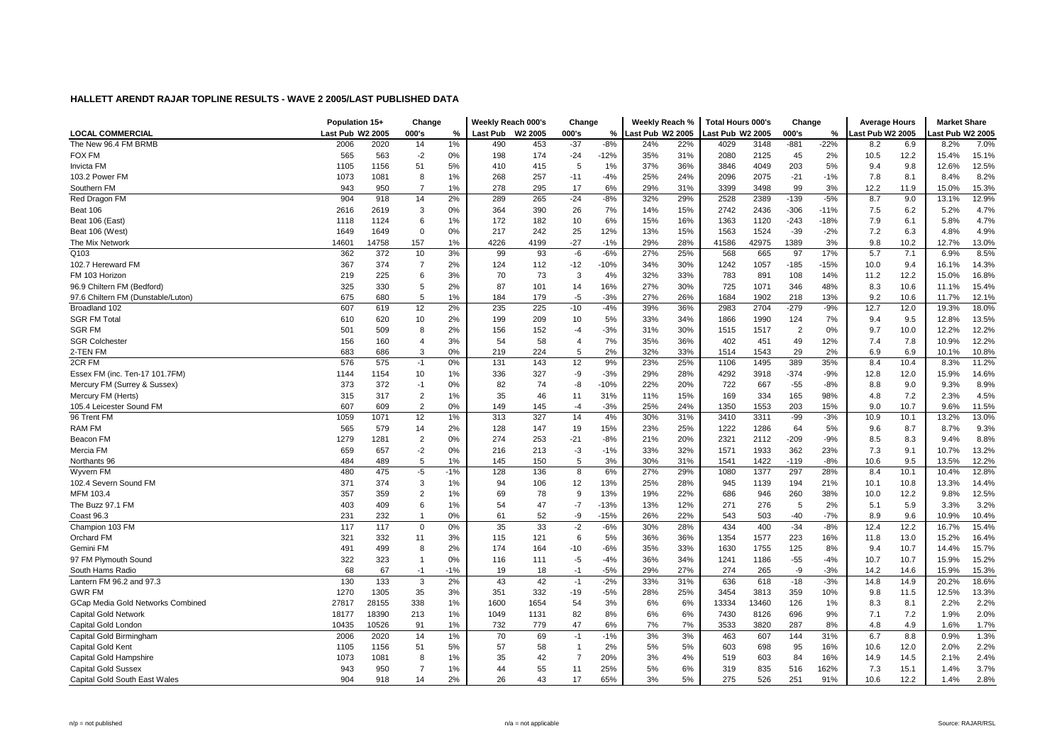# HALLETT ARENDT RAJAR TOPLINE RESULTS - WAVE 2 2005/LAST PUBLISHED DATA

| | Population 15+ | | Change | | Weekly Reach 000's | | Change | | Weekly Reach % | | Total Hours 000's | | Change | | Average Hours | | Market Share | |
|---|---|---|---|---|---|---|---|---|---|---|---|---|---|---|---|---|---|---|
| LOCAL COMMERCIAL | Last Pub | W2 2005 | 000's | % | Last Pub | W2 2005 | 000's | % | Last Pub | W2 2005 | Last Pub | W2 2005 | 000's | % | Last Pub | W2 2005 | Last Pub | W2 2005 |
| The New 96.4 FM BRMB | 2006 | 2020 | 14 | 1% | 490 | 453 | -37 | -8% | 24% | 22% | 4029 | 3148 | -881 | -22% | 8.2 | 6.9 | 8.2% | 7.0% |
| FOX FM | 565 | 563 | -2 | 0% | 198 | 174 | -24 | -12% | 35% | 31% | 2080 | 2125 | 45 | 2% | 10.5 | 12.2 | 15.4% | 15.1% |
| Invicta FM | 1105 | 1156 | 51 | 5% | 410 | 415 | 5 | 1% | 37% | 36% | 3846 | 4049 | 203 | 5% | 9.4 | 9.8 | 12.6% | 12.5% |
| 103.2 Power FM | 1073 | 1081 | 8 | 1% | 268 | 257 | -11 | -4% | 25% | 24% | 2096 | 2075 | -21 | -1% | 7.8 | 8.1 | 8.4% | 8.2% |
| Southern FM | 943 | 950 | 7 | 1% | 278 | 295 | 17 | 6% | 29% | 31% | 3399 | 3498 | 99 | 3% | 12.2 | 11.9 | 15.0% | 15.3% |
| Red Dragon FM | 904 | 918 | 14 | 2% | 289 | 265 | -24 | -8% | 32% | 29% | 2528 | 2389 | -139 | -5% | 8.7 | 9.0 | 13.1% | 12.9% |
| Beat 106 | 2616 | 2619 | 3 | 0% | 364 | 390 | 26 | 7% | 14% | 15% | 2742 | 2436 | -306 | -11% | 7.5 | 6.2 | 5.2% | 4.7% |
| Beat 106 (East) | 1118 | 1124 | 6 | 1% | 172 | 182 | 10 | 6% | 15% | 16% | 1363 | 1120 | -243 | -18% | 7.9 | 6.1 | 5.8% | 4.7% |
| Beat 106 (West) | 1649 | 1649 | 0 | 0% | 217 | 242 | 25 | 12% | 13% | 15% | 1563 | 1524 | -39 | -2% | 7.2 | 6.3 | 4.8% | 4.9% |
| The Mix Network | 14601 | 14758 | 157 | 1% | 4226 | 4199 | -27 | -1% | 29% | 28% | 41586 | 42975 | 1389 | 3% | 9.8 | 10.2 | 12.7% | 13.0% |
| Q103 | 362 | 372 | 10 | 3% | 99 | 93 | -6 | -6% | 27% | 25% | 568 | 665 | 97 | 17% | 5.7 | 7.1 | 6.9% | 8.5% |
| 102.7 Hereward FM | 367 | 374 | 7 | 2% | 124 | 112 | -12 | -10% | 34% | 30% | 1242 | 1057 | -185 | -15% | 10.0 | 9.4 | 16.1% | 14.3% |
| FM 103 Horizon | 219 | 225 | 6 | 3% | 70 | 73 | 3 | 4% | 32% | 33% | 783 | 891 | 108 | 14% | 11.2 | 12.2 | 15.0% | 16.8% |
| 96.9 Chiltern FM (Bedford) | 325 | 330 | 5 | 2% | 87 | 101 | 14 | 16% | 27% | 30% | 725 | 1071 | 346 | 48% | 8.3 | 10.6 | 11.1% | 15.4% |
| 97.6 Chiltern FM (Dunstable/Luton) | 675 | 680 | 5 | 1% | 184 | 179 | -5 | -3% | 27% | 26% | 1684 | 1902 | 218 | 13% | 9.2 | 10.6 | 11.7% | 12.1% |
| Broadland 102 | 607 | 619 | 12 | 2% | 235 | 225 | -10 | -4% | 39% | 36% | 2983 | 2704 | -279 | -9% | 12.7 | 12.0 | 19.3% | 18.0% |
| SGR FM Total | 610 | 620 | 10 | 2% | 199 | 209 | 10 | 5% | 33% | 34% | 1866 | 1990 | 124 | 7% | 9.4 | 9.5 | 12.8% | 13.5% |
| SGR FM | 501 | 509 | 8 | 2% | 156 | 152 | -4 | -3% | 31% | 30% | 1515 | 1517 | 2 | 0% | 9.7 | 10.0 | 12.2% | 12.2% |
| SGR Colchester | 156 | 160 | 4 | 3% | 54 | 58 | 4 | 7% | 35% | 36% | 402 | 451 | 49 | 12% | 7.4 | 7.8 | 10.9% | 12.2% |
| 2-TEN FM | 683 | 686 | 3 | 0% | 219 | 224 | 5 | 2% | 32% | 33% | 1514 | 1543 | 29 | 2% | 6.9 | 6.9 | 10.1% | 10.8% |
| 2CR FM | 576 | 575 | -1 | 0% | 131 | 143 | 12 | 9% | 23% | 25% | 1106 | 1495 | 389 | 35% | 8.4 | 10.4 | 8.3% | 11.2% |
| Essex FM (inc. Ten-17 101.7FM) | 1144 | 1154 | 10 | 1% | 336 | 327 | -9 | -3% | 29% | 28% | 4292 | 3918 | -374 | -9% | 12.8 | 12.0 | 15.9% | 14.6% |
| Mercury FM (Surrey & Sussex) | 373 | 372 | -1 | 0% | 82 | 74 | -8 | -10% | 22% | 20% | 722 | 667 | -55 | -8% | 8.8 | 9.0 | 9.3% | 8.9% |
| Mercury FM (Herts) | 315 | 317 | 2 | 1% | 35 | 46 | 11 | 31% | 11% | 15% | 169 | 334 | 165 | 98% | 4.8 | 7.2 | 2.3% | 4.5% |
| 105.4 Leicester Sound FM | 607 | 609 | 2 | 0% | 149 | 145 | -4 | -3% | 25% | 24% | 1350 | 1553 | 203 | 15% | 9.0 | 10.7 | 9.6% | 11.5% |
| 96 Trent FM | 1059 | 1071 | 12 | 1% | 313 | 327 | 14 | 4% | 30% | 31% | 3410 | 3311 | -99 | -3% | 10.9 | 10.1 | 13.2% | 13.0% |
| RAM FM | 565 | 579 | 14 | 2% | 128 | 147 | 19 | 15% | 23% | 25% | 1222 | 1286 | 64 | 5% | 9.6 | 8.7 | 8.7% | 9.3% |
| Beacon FM | 1279 | 1281 | 2 | 0% | 274 | 253 | -21 | -8% | 21% | 20% | 2321 | 2112 | -209 | -9% | 8.5 | 8.3 | 9.4% | 8.8% |
| Mercia FM | 659 | 657 | -2 | 0% | 216 | 213 | -3 | -1% | 33% | 32% | 1571 | 1933 | 362 | 23% | 7.3 | 9.1 | 10.7% | 13.2% |
| Northants 96 | 484 | 489 | 5 | 1% | 145 | 150 | 5 | 3% | 30% | 31% | 1541 | 1422 | -119 | -8% | 10.6 | 9.5 | 13.5% | 12.2% |
| Wyvern FM | 480 | 475 | -5 | -1% | 128 | 136 | 8 | 6% | 27% | 29% | 1080 | 1377 | 297 | 28% | 8.4 | 10.1 | 10.4% | 12.8% |
| 102.4 Severn Sound FM | 371 | 374 | 3 | 1% | 94 | 106 | 12 | 13% | 25% | 28% | 945 | 1139 | 194 | 21% | 10.1 | 10.8 | 13.3% | 14.4% |
| MFM 103.4 | 357 | 359 | 2 | 1% | 69 | 78 | 9 | 13% | 19% | 22% | 686 | 946 | 260 | 38% | 10.0 | 12.2 | 9.8% | 12.5% |
| The Buzz 97.1 FM | 403 | 409 | 6 | 1% | 54 | 47 | -7 | -13% | 13% | 12% | 271 | 276 | 5 | 2% | 5.1 | 5.9 | 3.3% | 3.2% |
| Coast 96.3 | 231 | 232 | 1 | 0% | 61 | 52 | -9 | -15% | 26% | 22% | 543 | 503 | -40 | -7% | 8.9 | 9.6 | 10.9% | 10.4% |
| Champion 103 FM | 117 | 117 | 0 | 0% | 35 | 33 | -2 | -6% | 30% | 28% | 434 | 400 | -34 | -8% | 12.4 | 12.2 | 16.7% | 15.4% |
| Orchard FM | 321 | 332 | 11 | 3% | 115 | 121 | 6 | 5% | 36% | 36% | 1354 | 1577 | 223 | 16% | 11.8 | 13.0 | 15.2% | 16.4% |
| Gemini FM | 491 | 499 | 8 | 2% | 174 | 164 | -10 | -6% | 35% | 33% | 1630 | 1755 | 125 | 8% | 9.4 | 10.7 | 14.4% | 15.7% |
| 97 FM Plymouth Sound | 322 | 323 | 1 | 0% | 116 | 111 | -5 | -4% | 36% | 34% | 1241 | 1186 | -55 | -4% | 10.7 | 10.7 | 15.9% | 15.2% |
| South Hams Radio | 68 | 67 | -1 | -1% | 19 | 18 | -1 | -5% | 29% | 27% | 274 | 265 | -9 | -3% | 14.2 | 14.6 | 15.9% | 15.3% |
| Lantern FM 96.2 and 97.3 | 130 | 133 | 3 | 2% | 43 | 42 | -1 | -2% | 33% | 31% | 636 | 618 | -18 | -3% | 14.8 | 14.9 | 20.2% | 18.6% |
| GWR FM | 1270 | 1305 | 35 | 3% | 351 | 332 | -19 | -5% | 28% | 25% | 3454 | 3813 | 359 | 10% | 9.8 | 11.5 | 12.5% | 13.3% |
| GCap Media Gold Networks Combined | 27817 | 28155 | 338 | 1% | 1600 | 1654 | 54 | 3% | 6% | 6% | 13334 | 13460 | 126 | 1% | 8.3 | 8.1 | 2.2% | 2.2% |
| Capital Gold Network | 18177 | 18390 | 213 | 1% | 1049 | 1131 | 82 | 8% | 6% | 6% | 7430 | 8126 | 696 | 9% | 7.1 | 7.2 | 1.9% | 2.0% |
| Capital Gold London | 10435 | 10526 | 91 | 1% | 732 | 779 | 47 | 6% | 7% | 7% | 3533 | 3820 | 287 | 8% | 4.8 | 4.9 | 1.6% | 1.7% |
| Capital Gold Birmingham | 2006 | 2020 | 14 | 1% | 70 | 69 | -1 | -1% | 3% | 3% | 463 | 607 | 144 | 31% | 6.7 | 8.8 | 0.9% | 1.3% |
| Capital Gold Kent | 1105 | 1156 | 51 | 5% | 57 | 58 | 1 | 2% | 5% | 5% | 603 | 698 | 95 | 16% | 10.6 | 12.0 | 2.0% | 2.2% |
| Capital Gold Hampshire | 1073 | 1081 | 8 | 1% | 35 | 42 | 7 | 20% | 3% | 4% | 519 | 603 | 84 | 16% | 14.9 | 14.5 | 2.1% | 2.4% |
| Capital Gold Sussex | 943 | 950 | 7 | 1% | 44 | 55 | 11 | 25% | 5% | 6% | 319 | 835 | 516 | 162% | 7.3 | 15.1 | 1.4% | 3.7% |
| Capital Gold South East Wales | 904 | 918 | 14 | 2% | 26 | 43 | 17 | 65% | 3% | 5% | 275 | 526 | 251 | 91% | 10.6 | 12.2 | 1.4% | 2.8% |

n/p = not published n/a = not applicable Source: RAJAR/RSL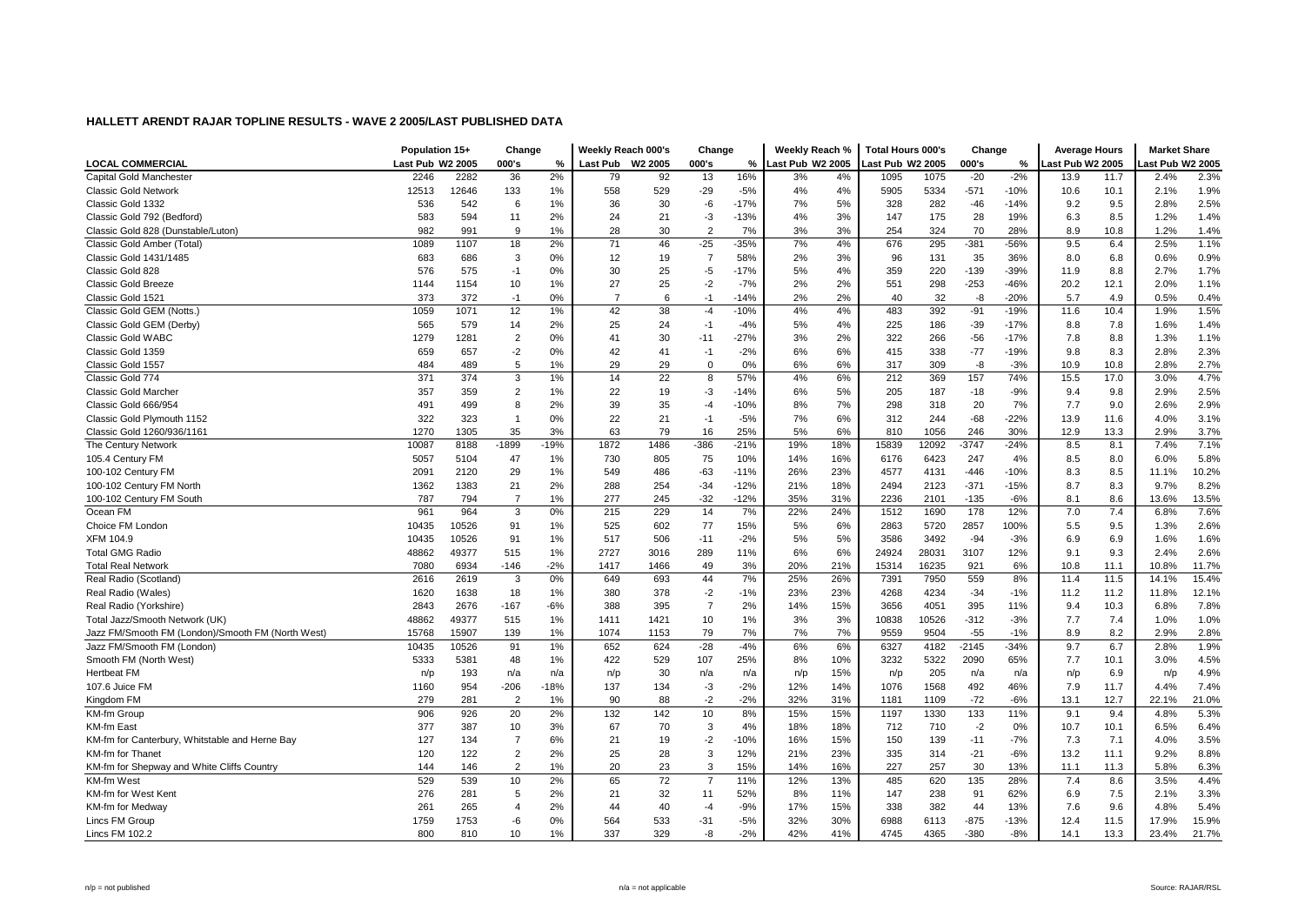# HALLETT ARENDT RAJAR TOPLINE RESULTS - WAVE 2 2005/LAST PUBLISHED DATA

| LOCAL COMMERCIAL | Population 15+ | | Change | | Weekly Reach 000's | | Change | | Weekly Reach % | | Total Hours 000's | | Change | | Average Hours | | Market Share | |
|---|---|---|---|---|---|---|---|---|---|---|---|---|---|---|---|---|---|---|
| | Last Pub | W2 2005 | 000's | % | Last Pub | W2 2005 | 000's | % | Last Pub | W2 2005 | Last Pub | W2 2005 | 000's | % | Last Pub | W2 2005 | Last Pub | W2 2005 |
| Capital Gold Manchester | 2246 | 2282 | 36 | 2% | 79 | 92 | 13 | 16% | 3% | 4% | 1095 | 1075 | -20 | -2% | 13.9 | 11.7 | 2.4% | 2.3% |
| Classic Gold Network | 12513 | 12646 | 133 | 1% | 558 | 529 | -29 | -5% | 4% | 4% | 5905 | 5334 | -571 | -10% | 10.6 | 10.1 | 2.1% | 1.9% |
| Classic Gold 1332 | 536 | 542 | 6 | 1% | 36 | 30 | -6 | -17% | 7% | 5% | 328 | 282 | -46 | -14% | 9.2 | 9.5 | 2.8% | 2.5% |
| Classic Gold 792 (Bedford) | 583 | 594 | 11 | 2% | 24 | 21 | -3 | -13% | 4% | 3% | 147 | 175 | 28 | 19% | 6.3 | 8.5 | 1.2% | 1.4% |
| Classic Gold 828 (Dunstable/Luton) | 982 | 991 | 9 | 1% | 28 | 30 | 2 | 7% | 3% | 3% | 254 | 324 | 70 | 28% | 8.9 | 10.8 | 1.2% | 1.4% |
| Classic Gold Amber (Total) | 1089 | 1107 | 18 | 2% | 71 | 46 | -25 | -35% | 7% | 4% | 676 | 295 | -381 | -56% | 9.5 | 6.4 | 2.5% | 1.1% |
| Classic Gold 1431/1485 | 683 | 686 | 3 | 0% | 12 | 19 | 7 | 58% | 2% | 3% | 96 | 131 | 35 | 36% | 8.0 | 6.8 | 0.6% | 0.9% |
| Classic Gold 828 | 576 | 575 | -1 | 0% | 30 | 25 | -5 | -17% | 5% | 4% | 359 | 220 | -139 | -39% | 11.9 | 8.8 | 2.7% | 1.7% |
| Classic Gold Breeze | 1144 | 1154 | 10 | 1% | 27 | 25 | -2 | -7% | 2% | 2% | 551 | 298 | -253 | -46% | 20.2 | 12.1 | 2.0% | 1.1% |
| Classic Gold 1521 | 373 | 372 | -1 | 0% | 7 | 6 | -1 | -14% | 2% | 2% | 40 | 32 | -8 | -20% | 5.7 | 4.9 | 0.5% | 0.4% |
| Classic Gold GEM (Notts.) | 1059 | 1071 | 12 | 1% | 42 | 38 | -4 | -10% | 4% | 4% | 483 | 392 | -91 | -19% | 11.6 | 10.4 | 1.9% | 1.5% |
| Classic Gold GEM (Derby) | 565 | 579 | 14 | 2% | 25 | 24 | -1 | -4% | 5% | 4% | 225 | 186 | -39 | -17% | 8.8 | 7.8 | 1.6% | 1.4% |
| Classic Gold WABC | 1279 | 1281 | 2 | 0% | 41 | 30 | -11 | -27% | 3% | 2% | 322 | 266 | -56 | -17% | 7.8 | 8.8 | 1.3% | 1.1% |
| Classic Gold 1359 | 659 | 657 | -2 | 0% | 42 | 41 | -1 | -2% | 6% | 6% | 415 | 338 | -77 | -19% | 9.8 | 8.3 | 2.8% | 2.3% |
| Classic Gold 1557 | 484 | 489 | 5 | 1% | 29 | 29 | 0 | 0% | 6% | 6% | 317 | 309 | -8 | -3% | 10.9 | 10.8 | 2.8% | 2.7% |
| Classic Gold 774 | 371 | 374 | 3 | 1% | 14 | 22 | 8 | 57% | 4% | 6% | 212 | 369 | 157 | 74% | 15.5 | 17.0 | 3.0% | 4.7% |
| Classic Gold Marcher | 357 | 359 | 2 | 1% | 22 | 19 | -3 | -14% | 6% | 5% | 205 | 187 | -18 | -9% | 9.4 | 9.8 | 2.9% | 2.5% |
| Classic Gold 666/954 | 491 | 499 | 8 | 2% | 39 | 35 | -4 | -10% | 8% | 7% | 298 | 318 | 20 | 7% | 7.7 | 9.0 | 2.6% | 2.9% |
| Classic Gold Plymouth 1152 | 322 | 323 | 1 | 0% | 22 | 21 | -1 | -5% | 7% | 6% | 312 | 244 | -68 | -22% | 13.9 | 11.6 | 4.0% | 3.1% |
| Classic Gold 1260/936/1161 | 1270 | 1305 | 35 | 3% | 63 | 79 | 16 | 25% | 5% | 6% | 810 | 1056 | 246 | 30% | 12.9 | 13.3 | 2.9% | 3.7% |
| The Century Network | 10087 | 8188 | -1899 | -19% | 1872 | 1486 | -386 | -21% | 19% | 18% | 15839 | 12092 | -3747 | -24% | 8.5 | 8.1 | 7.4% | 7.1% |
| 105.4 Century FM | 5057 | 5104 | 47 | 1% | 730 | 805 | 75 | 10% | 14% | 16% | 6176 | 6423 | 247 | 4% | 8.5 | 8.0 | 6.0% | 5.8% |
| 100-102 Century FM | 2091 | 2120 | 29 | 1% | 549 | 486 | -63 | -11% | 26% | 23% | 4577 | 4131 | -446 | -10% | 8.3 | 8.5 | 11.1% | 10.2% |
| 100-102 Century FM North | 1362 | 1383 | 21 | 2% | 288 | 254 | -34 | -12% | 21% | 18% | 2494 | 2123 | -371 | -15% | 8.7 | 8.3 | 9.7% | 8.2% |
| 100-102 Century FM South | 787 | 794 | 7 | 1% | 277 | 245 | -32 | -12% | 35% | 31% | 2236 | 2101 | -135 | -6% | 8.1 | 8.6 | 13.6% | 13.5% |
| Ocean FM | 961 | 964 | 3 | 0% | 215 | 229 | 14 | 7% | 22% | 24% | 1512 | 1690 | 178 | 12% | 7.0 | 7.4 | 6.8% | 7.6% |
| Choice FM London | 10435 | 10526 | 91 | 1% | 525 | 602 | 77 | 15% | 5% | 6% | 2863 | 5720 | 2857 | 100% | 5.5 | 9.5 | 1.3% | 2.6% |
| XFM 104.9 | 10435 | 10526 | 91 | 1% | 517 | 506 | -11 | -2% | 5% | 5% | 3586 | 3492 | -94 | -3% | 6.9 | 6.9 | 1.6% | 1.6% |
| Total GMG Radio | 48862 | 49377 | 515 | 1% | 2727 | 3016 | 289 | 11% | 6% | 6% | 24924 | 28031 | 3107 | 12% | 9.1 | 9.3 | 2.4% | 2.6% |
| Total Real Network | 7080 | 6934 | -146 | -2% | 1417 | 1466 | 49 | 3% | 20% | 21% | 15314 | 16235 | 921 | 6% | 10.8 | 11.1 | 10.8% | 11.7% |
| Real Radio (Scotland) | 2616 | 2619 | 3 | 0% | 649 | 693 | 44 | 7% | 25% | 26% | 7391 | 7950 | 559 | 8% | 11.4 | 11.5 | 14.1% | 15.4% |
| Real Radio (Wales) | 1620 | 1638 | 18 | 1% | 380 | 378 | -2 | -1% | 23% | 23% | 4268 | 4234 | -34 | -1% | 11.2 | 11.2 | 11.8% | 12.1% |
| Real Radio (Yorkshire) | 2843 | 2676 | -167 | -6% | 388 | 395 | 7 | 2% | 14% | 15% | 3656 | 4051 | 395 | 11% | 9.4 | 10.3 | 6.8% | 7.8% |
| Total Jazz/Smooth Network (UK) | 48862 | 49377 | 515 | 1% | 1411 | 1421 | 10 | 1% | 3% | 3% | 10838 | 10526 | -312 | -3% | 7.7 | 7.4 | 1.0% | 1.0% |
| Jazz FM/Smooth FM (London)/Smooth FM (North West) | 15768 | 15907 | 139 | 1% | 1074 | 1153 | 79 | 7% | 7% | 7% | 9559 | 9504 | -55 | -1% | 8.9 | 8.2 | 2.9% | 2.8% |
| Jazz FM/Smooth FM (London) | 10435 | 10526 | 91 | 1% | 652 | 624 | -28 | -4% | 6% | 6% | 6327 | 4182 | -2145 | -34% | 9.7 | 6.7 | 2.8% | 1.9% |
| Smooth FM (North West) | 5333 | 5381 | 48 | 1% | 422 | 529 | 107 | 25% | 8% | 10% | 3232 | 5322 | 2090 | 65% | 7.7 | 10.1 | 3.0% | 4.5% |
| Hertbeat FM | n/p | 193 | n/a | n/a | n/p | 30 | n/a | n/a | n/p | 15% | n/p | 205 | n/a | n/a | n/p | 6.9 | n/p | 4.9% |
| 107.6 Juice FM | 1160 | 954 | -206 | -18% | 137 | 134 | -3 | -2% | 12% | 14% | 1076 | 1568 | 492 | 46% | 7.9 | 11.7 | 4.4% | 7.4% |
| Kingdom FM | 279 | 281 | 2 | 1% | 90 | 88 | -2 | -2% | 32% | 31% | 1181 | 1109 | -72 | -6% | 13.1 | 12.7 | 22.1% | 21.0% |
| KM-fm Group | 906 | 926 | 20 | 2% | 132 | 142 | 10 | 8% | 15% | 15% | 1197 | 1330 | 133 | 11% | 9.1 | 9.4 | 4.8% | 5.3% |
| KM-fm East | 377 | 387 | 10 | 3% | 67 | 70 | 3 | 4% | 18% | 18% | 712 | 710 | -2 | 0% | 10.7 | 10.1 | 6.5% | 6.4% |
| KM-fm for Canterbury, Whitstable and Herne Bay | 127 | 134 | 7 | 6% | 21 | 19 | -2 | -10% | 16% | 15% | 150 | 139 | -11 | -7% | 7.3 | 7.1 | 4.0% | 3.5% |
| KM-fm for Thanet | 120 | 122 | 2 | 2% | 25 | 28 | 3 | 12% | 21% | 23% | 335 | 314 | -21 | -6% | 13.2 | 11.1 | 9.2% | 8.8% |
| KM-fm for Shepway and White Cliffs Country | 144 | 146 | 2 | 1% | 20 | 23 | 3 | 15% | 14% | 16% | 227 | 257 | 30 | 13% | 11.1 | 11.3 | 5.8% | 6.3% |
| KM-fm West | 529 | 539 | 10 | 2% | 65 | 72 | 7 | 11% | 12% | 13% | 485 | 620 | 135 | 28% | 7.4 | 8.6 | 3.5% | 4.4% |
| KM-fm for West Kent | 276 | 281 | 5 | 2% | 21 | 32 | 11 | 52% | 8% | 11% | 147 | 238 | 91 | 62% | 6.9 | 7.5 | 2.1% | 3.3% |
| KM-fm for Medway | 261 | 265 | 4 | 2% | 44 | 40 | -4 | -9% | 17% | 15% | 338 | 382 | 44 | 13% | 7.6 | 9.6 | 4.8% | 5.4% |
| Lincs FM Group | 1759 | 1753 | -6 | 0% | 564 | 533 | -31 | -5% | 32% | 30% | 6988 | 6113 | -875 | -13% | 12.4 | 11.5 | 17.9% | 15.9% |
| Lincs FM 102.2 | 800 | 810 | 10 | 1% | 337 | 329 | -8 | -2% | 42% | 41% | 4745 | 4365 | -380 | -8% | 14.1 | 13.3 | 23.4% | 21.7% |

n/p = not published

n/a = not applicable

Source: RAJAR/RSL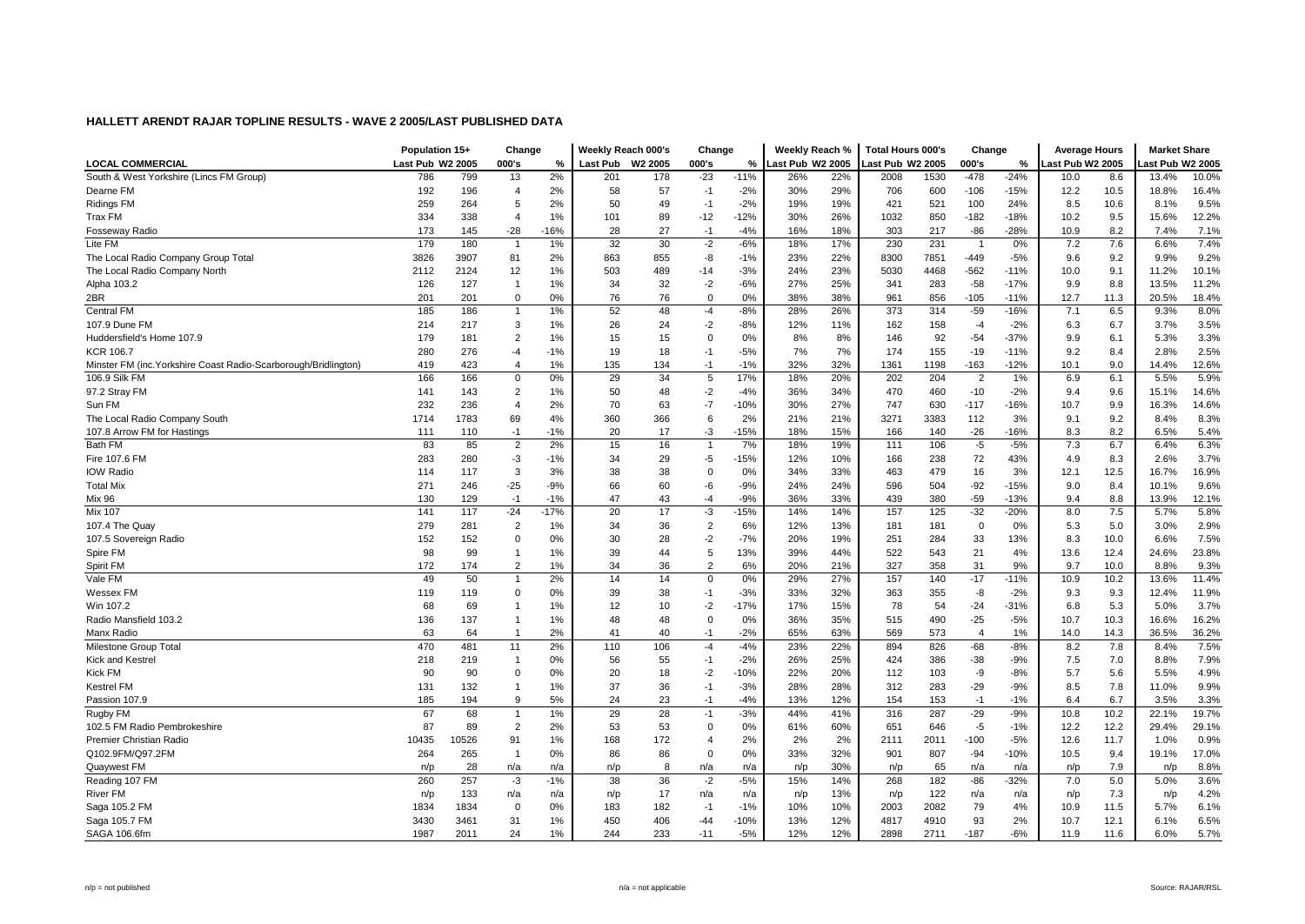# HALLETT ARENDT RAJAR TOPLINE RESULTS - WAVE 2 2005/LAST PUBLISHED DATA

| LOCAL COMMERCIAL | Population 15+ | | Change | | Weekly Reach 000's | | Change | | Weekly Reach % | | Total Hours 000's | | Change | | Average Hours | | Market Share | |
|---|---|---|---|---|---|---|---|---|---|---|---|---|---|---|---|---|---|---|
| | Last Pub | W2 2005 | 000's | % | Last Pub | W2 2005 | 000's | % | Last Pub | W2 2005 | Last Pub | W2 2005 | 000's | % | Last Pub | W2 2005 | Last Pub | W2 2005 |
| South & West Yorkshire (Lincs FM Group) | 786 | 799 | 13 | 2% | 201 | 178 | -23 | -11% | 26% | 22% | 2008 | 1530 | -478 | -24% | 10.0 | 8.6 | 13.4% | 10.0% |
| Dearne FM | 192 | 196 | 4 | 2% | 58 | 57 | -1 | -2% | 30% | 29% | 706 | 600 | -106 | -15% | 12.2 | 10.5 | 18.8% | 16.4% |
| Ridings FM | 259 | 264 | 5 | 2% | 50 | 49 | -1 | -2% | 19% | 19% | 421 | 521 | 100 | 24% | 8.5 | 10.6 | 8.1% | 9.5% |
| Trax FM | 334 | 338 | 4 | 1% | 101 | 89 | -12 | -12% | 30% | 26% | 1032 | 850 | -182 | -18% | 10.2 | 9.5 | 15.6% | 12.2% |
| Fosseway Radio | 173 | 145 | -28 | -16% | 28 | 27 | -1 | -4% | 16% | 18% | 303 | 217 | -86 | -28% | 10.9 | 8.2 | 7.4% | 7.1% |
| Lite FM | 179 | 180 | 1 | 1% | 32 | 30 | -2 | -6% | 18% | 17% | 230 | 231 | 1 | 0% | 7.2 | 7.6 | 6.6% | 7.4% |
| The Local Radio Company Group Total | 3826 | 3907 | 81 | 2% | 863 | 855 | -8 | -1% | 23% | 22% | 8300 | 7851 | -449 | -5% | 9.6 | 9.2 | 9.9% | 9.2% |
| The Local Radio Company North | 2112 | 2124 | 12 | 1% | 503 | 489 | -14 | -3% | 24% | 23% | 5030 | 4468 | -562 | -11% | 10.0 | 9.1 | 11.2% | 10.1% |
| Alpha 103.2 | 126 | 127 | 1 | 1% | 34 | 32 | -2 | -6% | 27% | 25% | 341 | 283 | -58 | -17% | 9.9 | 8.8 | 13.5% | 11.2% |
| 2BR | 201 | 201 | 0 | 0% | 76 | 76 | 0 | 0% | 38% | 38% | 961 | 856 | -105 | -11% | 12.7 | 11.3 | 20.5% | 18.4% |
| Central FM | 185 | 186 | 1 | 1% | 52 | 48 | -4 | -8% | 28% | 26% | 373 | 314 | -59 | -16% | 7.1 | 6.5 | 9.3% | 8.0% |
| 107.9 Dune FM | 214 | 217 | 3 | 1% | 26 | 24 | -2 | -8% | 12% | 11% | 162 | 158 | -4 | -2% | 6.3 | 6.7 | 3.7% | 3.5% |
| Huddersfield's Home 107.9 | 179 | 181 | 2 | 1% | 15 | 15 | 0 | 0% | 8% | 8% | 146 | 92 | -54 | -37% | 9.9 | 6.1 | 5.3% | 3.3% |
| KCR 106.7 | 280 | 276 | -4 | -1% | 19 | 18 | -1 | -5% | 7% | 7% | 174 | 155 | -19 | -11% | 9.2 | 8.4 | 2.8% | 2.5% |
| Minster FM (inc.Yorkshire Coast Radio-Scarborough/Bridlington) | 419 | 423 | 4 | 1% | 135 | 134 | -1 | -1% | 32% | 32% | 1361 | 1198 | -163 | -12% | 10.1 | 9.0 | 14.4% | 12.6% |
| 106.9 Silk FM | 166 | 166 | 0 | 0% | 29 | 34 | 5 | 17% | 18% | 20% | 202 | 204 | 2 | 1% | 6.9 | 6.1 | 5.5% | 5.9% |
| 97.2 Stray FM | 141 | 143 | 2 | 1% | 50 | 48 | -2 | -4% | 36% | 34% | 470 | 460 | -10 | -2% | 9.4 | 9.6 | 15.1% | 14.6% |
| Sun FM | 232 | 236 | 4 | 2% | 70 | 63 | -7 | -10% | 30% | 27% | 747 | 630 | -117 | -16% | 10.7 | 9.9 | 16.3% | 14.6% |
| The Local Radio Company South | 1714 | 1783 | 69 | 4% | 360 | 366 | 6 | 2% | 21% | 21% | 3271 | 3383 | 112 | 3% | 9.1 | 9.2 | 8.4% | 8.3% |
| 107.8 Arrow FM for Hastings | 111 | 110 | -1 | -1% | 20 | 17 | -3 | -15% | 18% | 15% | 166 | 140 | -26 | -16% | 8.3 | 8.2 | 6.5% | 5.4% |
| Bath FM | 83 | 85 | 2 | 2% | 15 | 16 | 1 | 7% | 18% | 19% | 111 | 106 | -5 | -5% | 7.3 | 6.7 | 6.4% | 6.3% |
| Fire 107.6 FM | 283 | 280 | -3 | -1% | 34 | 29 | -5 | -15% | 12% | 10% | 166 | 238 | 72 | 43% | 4.9 | 8.3 | 2.6% | 3.7% |
| IOW Radio | 114 | 117 | 3 | 3% | 38 | 38 | 0 | 0% | 34% | 33% | 463 | 479 | 16 | 3% | 12.1 | 12.5 | 16.7% | 16.9% |
| Total Mix | 271 | 246 | -25 | -9% | 66 | 60 | -6 | -9% | 24% | 24% | 596 | 504 | -92 | -15% | 9.0 | 8.4 | 10.1% | 9.6% |
| Mix 96 | 130 | 129 | -1 | -1% | 47 | 43 | -4 | -9% | 36% | 33% | 439 | 380 | -59 | -13% | 9.4 | 8.8 | 13.9% | 12.1% |
| Mix 107 | 141 | 117 | -24 | -17% | 20 | 17 | -3 | -15% | 14% | 14% | 157 | 125 | -32 | -20% | 8.0 | 7.5 | 5.7% | 5.8% |
| 107.4 The Quay | 279 | 281 | 2 | 1% | 34 | 36 | 2 | 6% | 12% | 13% | 181 | 181 | 0 | 0% | 5.3 | 5.0 | 3.0% | 2.9% |
| 107.5 Sovereign Radio | 152 | 152 | 0 | 0% | 30 | 28 | -2 | -7% | 20% | 19% | 251 | 284 | 33 | 13% | 8.3 | 10.0 | 6.6% | 7.5% |
| Spire FM | 98 | 99 | 1 | 1% | 39 | 44 | 5 | 13% | 39% | 44% | 522 | 543 | 21 | 4% | 13.6 | 12.4 | 24.6% | 23.8% |
| Spirit FM | 172 | 174 | 2 | 1% | 34 | 36 | 2 | 6% | 20% | 21% | 327 | 358 | 31 | 9% | 9.7 | 10.0 | 8.8% | 9.3% |
| Vale FM | 49 | 50 | 1 | 2% | 14 | 14 | 0 | 0% | 29% | 27% | 157 | 140 | -17 | -11% | 10.9 | 10.2 | 13.6% | 11.4% |
| Wessex FM | 119 | 119 | 0 | 0% | 39 | 38 | -1 | -3% | 33% | 32% | 363 | 355 | -8 | -2% | 9.3 | 9.3 | 12.4% | 11.9% |
| Win 107.2 | 68 | 69 | 1 | 1% | 12 | 10 | -2 | -17% | 17% | 15% | 78 | 54 | -24 | -31% | 6.8 | 5.3 | 5.0% | 3.7% |
| Radio Mansfield 103.2 | 136 | 137 | 1 | 1% | 48 | 48 | 0 | 0% | 36% | 35% | 515 | 490 | -25 | -5% | 10.7 | 10.3 | 16.6% | 16.2% |
| Manx Radio | 63 | 64 | 1 | 2% | 41 | 40 | -1 | -2% | 65% | 63% | 569 | 573 | 4 | 1% | 14.0 | 14.3 | 36.5% | 36.2% |
| Milestone Group Total | 470 | 481 | 11 | 2% | 110 | 106 | -4 | -4% | 23% | 22% | 894 | 826 | -68 | -8% | 8.2 | 7.8 | 8.4% | 7.5% |
| Kick and Kestrel | 218 | 219 | 1 | 0% | 56 | 55 | -1 | -2% | 26% | 25% | 424 | 386 | -38 | -9% | 7.5 | 7.0 | 8.8% | 7.9% |
| Kick FM | 90 | 90 | 0 | 0% | 20 | 18 | -2 | -10% | 22% | 20% | 112 | 103 | -9 | -8% | 5.7 | 5.6 | 5.5% | 4.9% |
| Kestrel FM | 131 | 132 | 1 | 1% | 37 | 36 | -1 | -3% | 28% | 28% | 312 | 283 | -29 | -9% | 8.5 | 7.8 | 11.0% | 9.9% |
| Passion 107.9 | 185 | 194 | 9 | 5% | 24 | 23 | -1 | -4% | 13% | 12% | 154 | 153 | -1 | -1% | 6.4 | 6.7 | 3.5% | 3.3% |
| Rugby FM | 67 | 68 | 1 | 1% | 29 | 28 | -1 | -3% | 44% | 41% | 316 | 287 | -29 | -9% | 10.8 | 10.2 | 22.1% | 19.7% |
| 102.5 FM Radio Pembrokeshire | 87 | 89 | 2 | 2% | 53 | 53 | 0 | 0% | 61% | 60% | 651 | 646 | -5 | -1% | 12.2 | 12.2 | 29.4% | 29.1% |
| Premier Christian Radio | 10435 | 10526 | 91 | 1% | 168 | 172 | 4 | 2% | 2% | 2% | 2111 | 2011 | -100 | -5% | 12.6 | 11.7 | 1.0% | 0.9% |
| Q102.9FM/Q97.2FM | 264 | 265 | 1 | 0% | 86 | 86 | 0 | 0% | 33% | 32% | 901 | 807 | -94 | -10% | 10.5 | 9.4 | 19.1% | 17.0% |
| Quaywest FM | n/p | 28 | n/a | n/a | n/p | 8 | n/a | n/a | n/p | 30% | n/p | 65 | n/a | n/a | n/p | 7.9 | n/p | 8.8% |
| Reading 107 FM | 260 | 257 | -3 | -1% | 38 | 36 | -2 | -5% | 15% | 14% | 268 | 182 | -86 | -32% | 7.0 | 5.0 | 5.0% | 3.6% |
| River FM | n/p | 133 | n/a | n/a | n/p | 17 | n/a | n/a | n/p | 13% | n/p | 122 | n/a | n/a | n/p | 7.3 | n/p | 4.2% |
| Saga 105.2 FM | 1834 | 1834 | 0 | 0% | 183 | 182 | -1 | -1% | 10% | 10% | 2003 | 2082 | 79 | 4% | 10.9 | 11.5 | 5.7% | 6.1% |
| Saga 105.7 FM | 3430 | 3461 | 31 | 1% | 450 | 406 | -44 | -10% | 13% | 12% | 4817 | 4910 | 93 | 2% | 10.7 | 12.1 | 6.1% | 6.5% |
| SAGA 106.6fm | 1987 | 2011 | 24 | 1% | 244 | 233 | -11 | -5% | 12% | 12% | 2898 | 2711 | -187 | -6% | 11.9 | 11.6 | 6.0% | 5.7% |

n/p = not published

n/a = not applicable

Source: RAJAR/RSL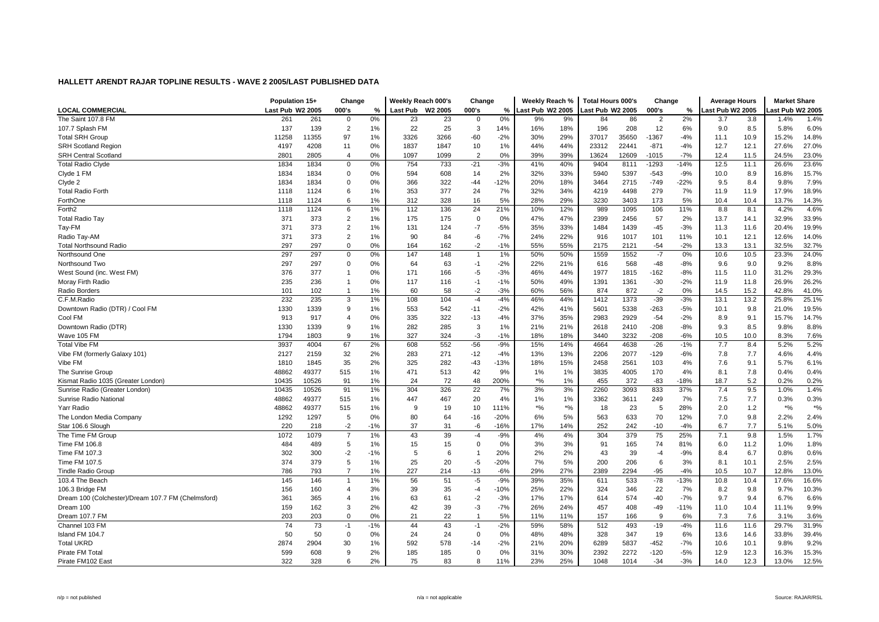## HALLETT ARENDT RAJAR TOPLINE RESULTS - WAVE 2 2005/LAST PUBLISHED DATA

| LOCAL COMMERCIAL | Population 15+ Last Pub | Population 15+ W2 2005 | Change 000's | Change % | Weekly Reach 000's Last Pub | Weekly Reach 000's W2 2005 | Change 000's | Change % | Weekly Reach % Last Pub | Weekly Reach % W2 2005 | Total Hours 000's Last Pub | Total Hours 000's W2 2005 | Change 000's | Change % | Average Hours Last Pub | Average Hours W2 2005 | Market Share Last Pub | Market Share W2 2005 |
|---|---|---|---|---|---|---|---|---|---|---|---|---|---|---|---|---|---|---|
| The Saint 107.8 FM | 261 | 261 | 0 | 0% | 23 | 23 | 0 | 0% | 9% | 9% | 84 | 86 | 2 | 2% | 3.7 | 3.8 | 1.4% | 1.4% |
| 107.7 Splash FM | 137 | 139 | 2 | 1% | 22 | 25 | 3 | 14% | 16% | 18% | 196 | 208 | 12 | 6% | 9.0 | 8.5 | 5.8% | 6.0% |
| Total SRH Group | 11258 | 11355 | 97 | 1% | 3326 | 3266 | -60 | -2% | 30% | 29% | 37017 | 35650 | -1367 | -4% | 11.1 | 10.9 | 15.2% | 14.8% |
| SRH Scotland Region | 4197 | 4208 | 11 | 0% | 1837 | 1847 | 10 | 1% | 44% | 44% | 23312 | 22441 | -871 | -4% | 12.7 | 12.1 | 27.6% | 27.0% |
| SRH Central Scotland | 2801 | 2805 | 4 | 0% | 1097 | 1099 | 2 | 0% | 39% | 39% | 13624 | 12609 | -1015 | -7% | 12.4 | 11.5 | 24.5% | 23.0% |
| Total Radio Clyde | 1834 | 1834 | 0 | 0% | 754 | 733 | -21 | -3% | 41% | 40% | 9404 | 8111 | -1293 | -14% | 12.5 | 11.1 | 26.6% | 23.6% |
| Clyde 1 FM | 1834 | 1834 | 0 | 0% | 594 | 608 | 14 | 2% | 32% | 33% | 5940 | 5397 | -543 | -9% | 10.0 | 8.9 | 16.8% | 15.7% |
| Clyde 2 | 1834 | 1834 | 0 | 0% | 366 | 322 | -44 | -12% | 20% | 18% | 3464 | 2715 | -749 | -22% | 9.5 | 8.4 | 9.8% | 7.9% |
| Total Radio Forth | 1118 | 1124 | 6 | 1% | 353 | 377 | 24 | 7% | 32% | 34% | 4219 | 4498 | 279 | 7% | 11.9 | 11.9 | 17.9% | 18.9% |
| ForthOne | 1118 | 1124 | 6 | 1% | 312 | 328 | 16 | 5% | 28% | 29% | 3230 | 3403 | 173 | 5% | 10.4 | 10.4 | 13.7% | 14.3% |
| Forth2 | 1118 | 1124 | 6 | 1% | 112 | 136 | 24 | 21% | 10% | 12% | 989 | 1095 | 106 | 11% | 8.8 | 8.1 | 4.2% | 4.6% |
| Total Radio Tay | 371 | 373 | 2 | 1% | 175 | 175 | 0 | 0% | 47% | 47% | 2399 | 2456 | 57 | 2% | 13.7 | 14.1 | 32.9% | 33.9% |
| Tay-FM | 371 | 373 | 2 | 1% | 131 | 124 | -7 | -5% | 35% | 33% | 1484 | 1439 | -45 | -3% | 11.3 | 11.6 | 20.4% | 19.9% |
| Radio Tay-AM | 371 | 373 | 2 | 1% | 90 | 84 | -6 | -7% | 24% | 22% | 916 | 1017 | 101 | 11% | 10.1 | 12.1 | 12.6% | 14.0% |
| Total Northsound Radio | 297 | 297 | 0 | 0% | 164 | 162 | -2 | -1% | 55% | 55% | 2175 | 2121 | -54 | -2% | 13.3 | 13.1 | 32.5% | 32.7% |
| Northsound One | 297 | 297 | 0 | 0% | 147 | 148 | 1 | 1% | 50% | 50% | 1559 | 1552 | -7 | 0% | 10.6 | 10.5 | 23.3% | 24.0% |
| Northsound Two | 297 | 297 | 0 | 0% | 64 | 63 | -1 | -2% | 22% | 21% | 616 | 568 | -48 | -8% | 9.6 | 9.0 | 9.2% | 8.8% |
| West Sound (inc. West FM) | 376 | 377 | 1 | 0% | 171 | 166 | -5 | -3% | 46% | 44% | 1977 | 1815 | -162 | -8% | 11.5 | 11.0 | 31.2% | 29.3% |
| Moray Firth Radio | 235 | 236 | 1 | 0% | 117 | 116 | -1 | -1% | 50% | 49% | 1391 | 1361 | -30 | -2% | 11.9 | 11.8 | 26.9% | 26.2% |
| Radio Borders | 101 | 102 | 1 | 1% | 60 | 58 | -2 | -3% | 60% | 56% | 874 | 872 | -2 | 0% | 14.5 | 15.2 | 42.8% | 41.0% |
| C.F.M.Radio | 232 | 235 | 3 | 1% | 108 | 104 | -4 | -4% | 46% | 44% | 1412 | 1373 | -39 | -3% | 13.1 | 13.2 | 25.8% | 25.1% |
| Downtown Radio (DTR) / Cool FM | 1330 | 1339 | 9 | 1% | 553 | 542 | -11 | -2% | 42% | 41% | 5601 | 5338 | -263 | -5% | 10.1 | 9.8 | 21.0% | 19.5% |
| Cool FM | 913 | 917 | 4 | 0% | 335 | 322 | -13 | -4% | 37% | 35% | 2983 | 2929 | -54 | -2% | 8.9 | 9.1 | 15.7% | 14.7% |
| Downtown Radio (DTR) | 1330 | 1339 | 9 | 1% | 282 | 285 | 3 | 1% | 21% | 21% | 2618 | 2410 | -208 | -8% | 9.3 | 8.5 | 9.8% | 8.8% |
| Wave 105 FM | 1794 | 1803 | 9 | 1% | 327 | 324 | -3 | -1% | 18% | 18% | 3440 | 3232 | -208 | -6% | 10.5 | 10.0 | 8.3% | 7.6% |
| Total Vibe FM | 3937 | 4004 | 67 | 2% | 608 | 552 | -56 | -9% | 15% | 14% | 4664 | 4638 | -26 | -1% | 7.7 | 8.4 | 5.2% | 5.2% |
| Vibe FM (formerly Galaxy 101) | 2127 | 2159 | 32 | 2% | 283 | 271 | -12 | -4% | 13% | 13% | 2206 | 2077 | -129 | -6% | 7.8 | 7.7 | 4.6% | 4.4% |
| Vibe FM | 1810 | 1845 | 35 | 2% | 325 | 282 | -43 | -13% | 18% | 15% | 2458 | 2561 | 103 | 4% | 7.6 | 9.1 | 5.7% | 6.1% |
| The Sunrise Group | 48862 | 49377 | 515 | 1% | 471 | 513 | 42 | 9% | 1% | 1% | 3835 | 4005 | 170 | 4% | 8.1 | 7.8 | 0.4% | 0.4% |
| Kismat Radio 1035 (Greater London) | 10435 | 10526 | 91 | 1% | 24 | 72 | 48 | 200% | *% | 1% | 455 | 372 | -83 | -18% | 18.7 | 5.2 | 0.2% | 0.2% |
| Sunrise Radio (Greater London) | 10435 | 10526 | 91 | 1% | 304 | 326 | 22 | 7% | 3% | 3% | 2260 | 3093 | 833 | 37% | 7.4 | 9.5 | 1.0% | 1.4% |
| Sunrise Radio National | 48862 | 49377 | 515 | 1% | 447 | 467 | 20 | 4% | 1% | 1% | 3362 | 3611 | 249 | 7% | 7.5 | 7.7 | 0.3% | 0.3% |
| Yarr Radio | 48862 | 49377 | 515 | 1% | 9 | 19 | 10 | 111% | *% | *% | 18 | 23 | 5 | 28% | 2.0 | 1.2 | *% | *% |
| The London Media Company | 1292 | 1297 | 5 | 0% | 80 | 64 | -16 | -20% | 6% | 5% | 563 | 633 | 70 | 12% | 7.0 | 9.8 | 2.2% | 2.4% |
| Star 106.6 Slough | 220 | 218 | -2 | -1% | 37 | 31 | -6 | -16% | 17% | 14% | 252 | 242 | -10 | -4% | 6.7 | 7.7 | 5.1% | 5.0% |
| The Time FM Group | 1072 | 1079 | 7 | 1% | 43 | 39 | -4 | -9% | 4% | 4% | 304 | 379 | 75 | 25% | 7.1 | 9.8 | 1.5% | 1.7% |
| Time FM 106.8 | 484 | 489 | 5 | 1% | 15 | 15 | 0 | 0% | 3% | 3% | 91 | 165 | 74 | 81% | 6.0 | 11.2 | 1.0% | 1.8% |
| Time FM 107.3 | 302 | 300 | -2 | -1% | 5 | 6 | 1 | 20% | 2% | 2% | 43 | 39 | -4 | -9% | 8.4 | 6.7 | 0.8% | 0.6% |
| Time FM 107.5 | 374 | 379 | 5 | 1% | 25 | 20 | -5 | -20% | 7% | 5% | 200 | 206 | 6 | 3% | 8.1 | 10.1 | 2.5% | 2.5% |
| Tindle Radio Group | 786 | 793 | 7 | 1% | 227 | 214 | -13 | -6% | 29% | 27% | 2389 | 2294 | -95 | -4% | 10.5 | 10.7 | 12.8% | 13.0% |
| 103.4 The Beach | 145 | 146 | 1 | 1% | 56 | 51 | -5 | -9% | 39% | 35% | 611 | 533 | -78 | -13% | 10.8 | 10.4 | 17.6% | 16.6% |
| 106.3 Bridge FM | 156 | 160 | 4 | 3% | 39 | 35 | -4 | -10% | 25% | 22% | 324 | 346 | 22 | 7% | 8.2 | 9.8 | 9.7% | 10.3% |
| Dream 100 (Colchester)/Dream 107.7 FM (Chelmsford) | 361 | 365 | 4 | 1% | 63 | 61 | -2 | -3% | 17% | 17% | 614 | 574 | -40 | -7% | 9.7 | 9.4 | 6.7% | 6.6% |
| Dream 100 | 159 | 162 | 3 | 2% | 42 | 39 | -3 | -7% | 26% | 24% | 457 | 408 | -49 | -11% | 11.0 | 10.4 | 11.1% | 9.9% |
| Dream 107.7 FM | 203 | 203 | 0 | 0% | 21 | 22 | 1 | 5% | 11% | 11% | 157 | 166 | 9 | 6% | 7.3 | 7.6 | 3.1% | 3.6% |
| Channel 103 FM | 74 | 73 | -1 | -1% | 44 | 43 | -1 | -2% | 59% | 58% | 512 | 493 | -19 | -4% | 11.6 | 11.6 | 29.7% | 31.9% |
| Island FM 104.7 | 50 | 50 | 0 | 0% | 24 | 24 | 0 | 0% | 48% | 48% | 328 | 347 | 19 | 6% | 13.6 | 14.6 | 33.8% | 39.4% |
| Total UKRD | 2874 | 2904 | 30 | 1% | 592 | 578 | -14 | -2% | 21% | 20% | 6289 | 5837 | -452 | -7% | 10.6 | 10.1 | 9.8% | 9.2% |
| Pirate FM Total | 599 | 608 | 9 | 2% | 185 | 185 | 0 | 0% | 31% | 30% | 2392 | 2272 | -120 | -5% | 12.9 | 12.3 | 16.3% | 15.3% |
| Pirate FM102 East | 322 | 328 | 6 | 2% | 75 | 83 | 8 | 11% | 23% | 25% | 1048 | 1014 | -34 | -3% | 14.0 | 12.3 | 13.0% | 12.5% |

n/p = not published    n/a = not applicable    Source: RAJAR/RSL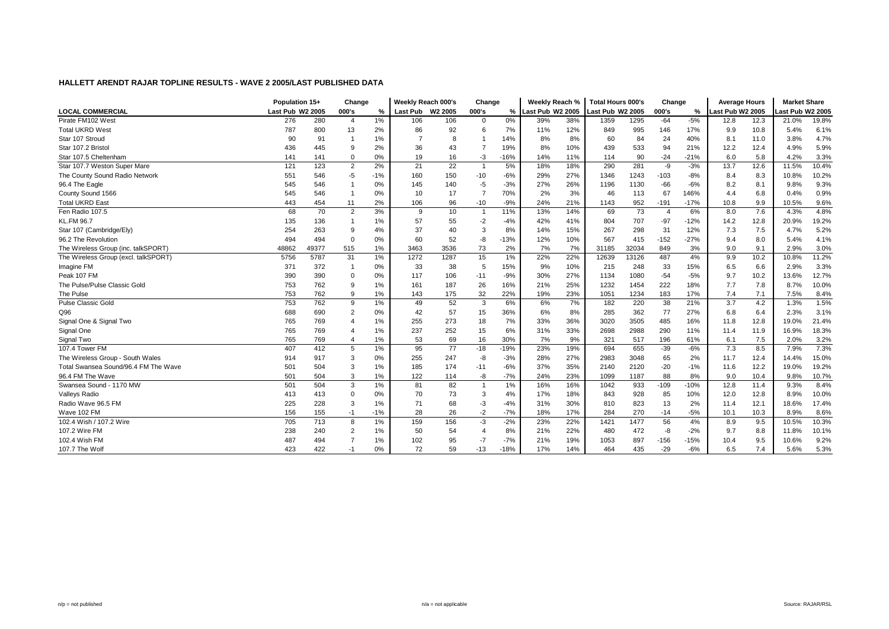## HALLETT ARENDT RAJAR TOPLINE RESULTS - WAVE 2 2005/LAST PUBLISHED DATA

| | Population 15+ | | Change | | Weekly Reach 000's | | Change | | Weekly Reach % | | Total Hours 000's | | Change | | Average Hours | | Market Share | |
|---|---|---|---|---|---|---|---|---|---|---|---|---|---|---|---|---|---|---|
| **LOCAL COMMERCIAL** | Last Pub | W2 2005 | 000's | % | Last Pub | W2 2005 | 000's | % | Last Pub | W2 2005 | Last Pub | W2 2005 | 000's | % | Last Pub | W2 2005 | Last Pub | W2 2005 |
| Pirate FM102 West | 276 | 280 | 4 | 1% | 106 | 106 | 0 | 0% | 39% | 38% | 1359 | 1295 | -64 | -5% | 12.8 | 12.3 | 21.0% | 19.8% |
| Total UKRD West | 787 | 800 | 13 | 2% | 86 | 92 | 6 | 7% | 11% | 12% | 849 | 995 | 146 | 17% | 9.9 | 10.8 | 5.4% | 6.1% |
| Star 107 Stroud | 90 | 91 | 1 | 1% | 7 | 8 | 1 | 14% | 8% | 8% | 60 | 84 | 24 | 40% | 8.1 | 11.0 | 3.8% | 4.7% |
| Star 107.2 Bristol | 436 | 445 | 9 | 2% | 36 | 43 | 7 | 19% | 8% | 10% | 439 | 533 | 94 | 21% | 12.2 | 12.4 | 4.9% | 5.9% |
| Star 107.5 Cheltenham | 141 | 141 | 0 | 0% | 19 | 16 | -3 | -16% | 14% | 11% | 114 | 90 | -24 | -21% | 6.0 | 5.8 | 4.2% | 3.3% |
| Star 107.7 Weston Super Mare | 121 | 123 | 2 | 2% | 21 | 22 | 1 | 5% | 18% | 18% | 290 | 281 | -9 | -3% | 13.7 | 12.6 | 11.5% | 10.4% |
| The County Sound Radio Network | 551 | 546 | -5 | -1% | 160 | 150 | -10 | -6% | 29% | 27% | 1346 | 1243 | -103 | -8% | 8.4 | 8.3 | 10.8% | 10.2% |
| 96.4 The Eagle | 545 | 546 | 1 | 0% | 145 | 140 | -5 | -3% | 27% | 26% | 1196 | 1130 | -66 | -6% | 8.2 | 8.1 | 9.8% | 9.3% |
| County Sound 1566 | 545 | 546 | 1 | 0% | 10 | 17 | 7 | 70% | 2% | 3% | 46 | 113 | 67 | 146% | 4.4 | 6.8 | 0.4% | 0.9% |
| Total UKRD East | 443 | 454 | 11 | 2% | 106 | 96 | -10 | -9% | 24% | 21% | 1143 | 952 | -191 | -17% | 10.8 | 9.9 | 10.5% | 9.6% |
| Fen Radio 107.5 | 68 | 70 | 2 | 3% | 9 | 10 | 1 | 11% | 13% | 14% | 69 | 73 | 4 | 6% | 8.0 | 7.6 | 4.3% | 4.8% |
| KL.FM 96.7 | 135 | 136 | 1 | 1% | 57 | 55 | -2 | -4% | 42% | 41% | 804 | 707 | -97 | -12% | 14.2 | 12.8 | 20.9% | 19.2% |
| Star 107 (Cambridge/Ely) | 254 | 263 | 9 | 4% | 37 | 40 | 3 | 8% | 14% | 15% | 267 | 298 | 31 | 12% | 7.3 | 7.5 | 4.7% | 5.2% |
| 96.2 The Revolution | 494 | 494 | 0 | 0% | 60 | 52 | -8 | -13% | 12% | 10% | 567 | 415 | -152 | -27% | 9.4 | 8.0 | 5.4% | 4.1% |
| The Wireless Group (inc. talkSPORT) | 48862 | 49377 | 515 | 1% | 3463 | 3536 | 73 | 2% | 7% | 7% | 31185 | 32034 | 849 | 3% | 9.0 | 9.1 | 2.9% | 3.0% |
| The Wireless Group (excl. talkSPORT) | 5756 | 5787 | 31 | 1% | 1272 | 1287 | 15 | 1% | 22% | 22% | 12639 | 13126 | 487 | 4% | 9.9 | 10.2 | 10.8% | 11.2% |
| Imagine FM | 371 | 372 | 1 | 0% | 33 | 38 | 5 | 15% | 9% | 10% | 215 | 248 | 33 | 15% | 6.5 | 6.6 | 2.9% | 3.3% |
| Peak 107 FM | 390 | 390 | 0 | 0% | 117 | 106 | -11 | -9% | 30% | 27% | 1134 | 1080 | -54 | -5% | 9.7 | 10.2 | 13.6% | 12.7% |
| The Pulse/Pulse Classic Gold | 753 | 762 | 9 | 1% | 161 | 187 | 26 | 16% | 21% | 25% | 1232 | 1454 | 222 | 18% | 7.7 | 7.8 | 8.7% | 10.0% |
| The Pulse | 753 | 762 | 9 | 1% | 143 | 175 | 32 | 22% | 19% | 23% | 1051 | 1234 | 183 | 17% | 7.4 | 7.1 | 7.5% | 8.4% |
| Pulse Classic Gold | 753 | 762 | 9 | 1% | 49 | 52 | 3 | 6% | 6% | 7% | 182 | 220 | 38 | 21% | 3.7 | 4.2 | 1.3% | 1.5% |
| Q96 | 688 | 690 | 2 | 0% | 42 | 57 | 15 | 36% | 6% | 8% | 285 | 362 | 77 | 27% | 6.8 | 6.4 | 2.3% | 3.1% |
| Signal One & Signal Two | 765 | 769 | 4 | 1% | 255 | 273 | 18 | 7% | 33% | 36% | 3020 | 3505 | 485 | 16% | 11.8 | 12.8 | 19.0% | 21.4% |
| Signal One | 765 | 769 | 4 | 1% | 237 | 252 | 15 | 6% | 31% | 33% | 2698 | 2988 | 290 | 11% | 11.4 | 11.9 | 16.9% | 18.3% |
| Signal Two | 765 | 769 | 4 | 1% | 53 | 69 | 16 | 30% | 7% | 9% | 321 | 517 | 196 | 61% | 6.1 | 7.5 | 2.0% | 3.2% |
| 107.4 Tower FM | 407 | 412 | 5 | 1% | 95 | 77 | -18 | -19% | 23% | 19% | 694 | 655 | -39 | -6% | 7.3 | 8.5 | 7.9% | 7.3% |
| The Wireless Group - South Wales | 914 | 917 | 3 | 0% | 255 | 247 | -8 | -3% | 28% | 27% | 2983 | 3048 | 65 | 2% | 11.7 | 12.4 | 14.4% | 15.0% |
| Total Swansea Sound/96.4 FM The Wave | 501 | 504 | 3 | 1% | 185 | 174 | -11 | -6% | 37% | 35% | 2140 | 2120 | -20 | -1% | 11.6 | 12.2 | 19.0% | 19.2% |
| 96.4 FM The Wave | 501 | 504 | 3 | 1% | 122 | 114 | -8 | -7% | 24% | 23% | 1099 | 1187 | 88 | 8% | 9.0 | 10.4 | 9.8% | 10.7% |
| Swansea Sound - 1170 MW | 501 | 504 | 3 | 1% | 81 | 82 | 1 | 1% | 16% | 16% | 1042 | 933 | -109 | -10% | 12.8 | 11.4 | 9.3% | 8.4% |
| Valleys Radio | 413 | 413 | 0 | 0% | 70 | 73 | 3 | 4% | 17% | 18% | 843 | 928 | 85 | 10% | 12.0 | 12.8 | 8.9% | 10.0% |
| Radio Wave 96.5 FM | 225 | 228 | 3 | 1% | 71 | 68 | -3 | -4% | 31% | 30% | 810 | 823 | 13 | 2% | 11.4 | 12.1 | 18.6% | 17.4% |
| Wave 102 FM | 156 | 155 | -1 | -1% | 28 | 26 | -2 | -7% | 18% | 17% | 284 | 270 | -14 | -5% | 10.1 | 10.3 | 8.9% | 8.6% |
| 102.4 Wish / 107.2 Wire | 705 | 713 | 8 | 1% | 159 | 156 | -3 | -2% | 23% | 22% | 1421 | 1477 | 56 | 4% | 8.9 | 9.5 | 10.5% | 10.3% |
| 107.2 Wire FM | 238 | 240 | 2 | 1% | 50 | 54 | 4 | 8% | 21% | 22% | 480 | 472 | -8 | -2% | 9.7 | 8.8 | 11.8% | 10.1% |
| 102.4 Wish FM | 487 | 494 | 7 | 1% | 102 | 95 | -7 | -7% | 21% | 19% | 1053 | 897 | -156 | -15% | 10.4 | 9.5 | 10.6% | 9.2% |
| 107.7 The Wolf | 423 | 422 | -1 | 0% | 72 | 59 | -13 | -18% | 17% | 14% | 464 | 435 | -29 | -6% | 6.5 | 7.4 | 5.6% | 5.3% |

n/p = not published    n/a = not applicable    Source: RAJAR/RSL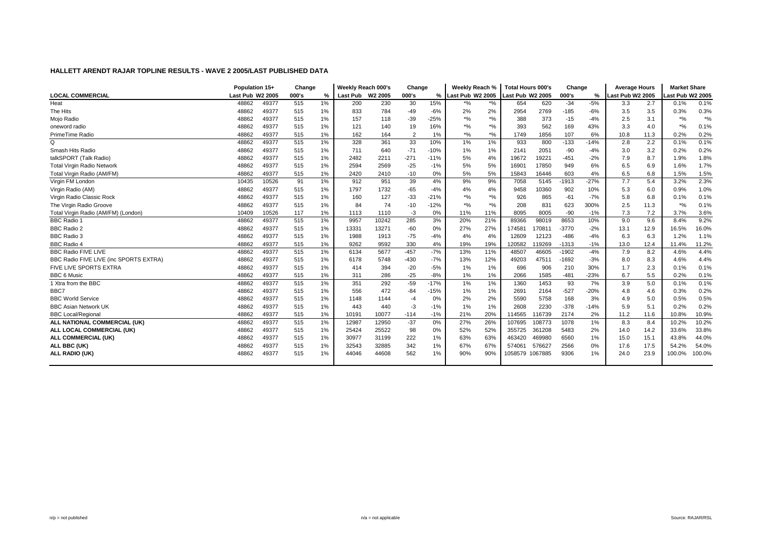## HALLETT ARENDT RAJAR TOPLINE RESULTS - WAVE 2 2005/LAST PUBLISHED DATA

| LOCAL COMMERCIAL | Population 15+ Last Pub | Population 15+ W2 2005 | Change 000's | Change % | Weekly Reach 000's Last Pub | Weekly Reach 000's W2 2005 | Change 000's | Change % | Weekly Reach % Last Pub | Weekly Reach % W2 2005 | Total Hours 000's Last Pub | Total Hours 000's W2 2005 | Change 000's | Change % | Average Hours Last Pub | Average Hours W2 2005 | Market Share Last Pub | Market Share W2 2005 |
|---|---|---|---|---|---|---|---|---|---|---|---|---|---|---|---|---|---|---|
| Heat | 48862 | 49377 | 515 | 1% | 200 | 230 | 30 | 15% | *% | *% | 654 | 620 | -34 | -5% | 3.3 | 2.7 | 0.1% | 0.1% |
| The Hits | 48862 | 49377 | 515 | 1% | 833 | 784 | -49 | -6% | 2% | 2% | 2954 | 2769 | -185 | -6% | 3.5 | 3.5 | 0.3% | 0.3% |
| Mojo Radio | 48862 | 49377 | 515 | 1% | 157 | 118 | -39 | -25% | *% | *% | 388 | 373 | -15 | -4% | 2.5 | 3.1 | *% | *% |
| oneword radio | 48862 | 49377 | 515 | 1% | 121 | 140 | 19 | 16% | *% | *% | 393 | 562 | 169 | 43% | 3.3 | 4.0 | *% | 0.1% |
| PrimeTime Radio | 48862 | 49377 | 515 | 1% | 162 | 164 | 2 | 1% | *% | *% | 1749 | 1856 | 107 | 6% | 10.8 | 11.3 | 0.2% | 0.2% |
| Q | 48862 | 49377 | 515 | 1% | 328 | 361 | 33 | 10% | 1% | 1% | 933 | 800 | -133 | -14% | 2.8 | 2.2 | 0.1% | 0.1% |
| Smash Hits Radio | 48862 | 49377 | 515 | 1% | 711 | 640 | -71 | -10% | 1% | 1% | 2141 | 2051 | -90 | -4% | 3.0 | 3.2 | 0.2% | 0.2% |
| talkSPORT (Talk Radio) | 48862 | 49377 | 515 | 1% | 2482 | 2211 | -271 | -11% | 5% | 4% | 19672 | 19221 | -451 | -2% | 7.9 | 8.7 | 1.9% | 1.8% |
| Total Virgin Radio Network | 48862 | 49377 | 515 | 1% | 2594 | 2569 | -25 | -1% | 5% | 5% | 16901 | 17850 | 949 | 6% | 6.5 | 6.9 | 1.6% | 1.7% |
| Total Virgin Radio (AM/FM) | 48862 | 49377 | 515 | 1% | 2420 | 2410 | -10 | 0% | 5% | 5% | 15843 | 16446 | 603 | 4% | 6.5 | 6.8 | 1.5% | 1.5% |
| Virgin FM London | 10435 | 10526 | 91 | 1% | 912 | 951 | 39 | 4% | 9% | 9% | 7058 | 5145 | -1913 | -27% | 7.7 | 5.4 | 3.2% | 2.3% |
| Virgin Radio (AM) | 48862 | 49377 | 515 | 1% | 1797 | 1732 | -65 | -4% | 4% | 4% | 9458 | 10360 | 902 | 10% | 5.3 | 6.0 | 0.9% | 1.0% |
| Virgin Radio Classic Rock | 48862 | 49377 | 515 | 1% | 160 | 127 | -33 | -21% | *% | *% | 926 | 865 | -61 | -7% | 5.8 | 6.8 | 0.1% | 0.1% |
| The Virgin Radio Groove | 48862 | 49377 | 515 | 1% | 84 | 74 | -10 | -12% | *% | *% | 208 | 831 | 623 | 300% | 2.5 | 11.3 | *% | 0.1% |
| Total Virgin Radio (AM/FM) (London) | 10409 | 10526 | 117 | 1% | 1113 | 1110 | -3 | 0% | 11% | 11% | 8095 | 8005 | -90 | -1% | 7.3 | 7.2 | 3.7% | 3.6% |
| BBC Radio 1 | 48862 | 49377 | 515 | 1% | 9957 | 10242 | 285 | 3% | 20% | 21% | 89366 | 98019 | 8653 | 10% | 9.0 | 9.6 | 8.4% | 9.2% |
| BBC Radio 2 | 48862 | 49377 | 515 | 1% | 13331 | 13271 | -60 | 0% | 27% | 27% | 174581 | 170811 | -3770 | -2% | 13.1 | 12.9 | 16.5% | 16.0% |
| BBC Radio 3 | 48862 | 49377 | 515 | 1% | 1988 | 1913 | -75 | -4% | 4% | 4% | 12609 | 12123 | -486 | -4% | 6.3 | 6.3 | 1.2% | 1.1% |
| BBC Radio 4 | 48862 | 49377 | 515 | 1% | 9262 | 9592 | 330 | 4% | 19% | 19% | 120582 | 119269 | -1313 | -1% | 13.0 | 12.4 | 11.4% | 11.2% |
| BBC Radio FIVE LIVE | 48862 | 49377 | 515 | 1% | 6134 | 5677 | -457 | -7% | 13% | 11% | 48507 | 46605 | -1902 | -4% | 7.9 | 8.2 | 4.6% | 4.4% |
| BBC Radio FIVE LIVE (inc SPORTS EXTRA) | 48862 | 49377 | 515 | 1% | 6178 | 5748 | -430 | -7% | 13% | 12% | 49203 | 47511 | -1692 | -3% | 8.0 | 8.3 | 4.6% | 4.4% |
| FIVE LIVE SPORTS EXTRA | 48862 | 49377 | 515 | 1% | 414 | 394 | -20 | -5% | 1% | 1% | 696 | 906 | 210 | 30% | 1.7 | 2.3 | 0.1% | 0.1% |
| BBC 6 Music | 48862 | 49377 | 515 | 1% | 311 | 286 | -25 | -8% | 1% | 1% | 2066 | 1585 | -481 | -23% | 6.7 | 5.5 | 0.2% | 0.1% |
| 1 Xtra from the BBC | 48862 | 49377 | 515 | 1% | 351 | 292 | -59 | -17% | 1% | 1% | 1360 | 1453 | 93 | 7% | 3.9 | 5.0 | 0.1% | 0.1% |
| BBC7 | 48862 | 49377 | 515 | 1% | 556 | 472 | -84 | -15% | 1% | 1% | 2691 | 2164 | -527 | -20% | 4.8 | 4.6 | 0.3% | 0.2% |
| BBC World Service | 48862 | 49377 | 515 | 1% | 1148 | 1144 | -4 | 0% | 2% | 2% | 5590 | 5758 | 168 | 3% | 4.9 | 5.0 | 0.5% | 0.5% |
| BBC Asian Network UK | 48862 | 49377 | 515 | 1% | 443 | 440 | -3 | -1% | 1% | 1% | 2608 | 2230 | -378 | -14% | 5.9 | 5.1 | 0.2% | 0.2% |
| BBC Local/Regional | 48862 | 49377 | 515 | 1% | 10191 | 10077 | -114 | -1% | 21% | 20% | 114565 | 116739 | 2174 | 2% | 11.2 | 11.6 | 10.8% | 10.9% |
| **ALL NATIONAL COMMERCIAL (UK)** | 48862 | 49377 | 515 | 1% | 12987 | 12950 | -37 | 0% | 27% | 26% | 107695 | 108773 | 1078 | 1% | 8.3 | 8.4 | 10.2% | 10.2% |
| **ALL LOCAL COMMERCIAL (UK)** | 48862 | 49377 | 515 | 1% | 25424 | 25522 | 98 | 0% | 52% | 52% | 355725 | 361208 | 5483 | 2% | 14.0 | 14.2 | 33.6% | 33.8% |
| **ALL COMMERCIAL (UK)** | 48862 | 49377 | 515 | 1% | 30977 | 31199 | 222 | 1% | 63% | 63% | 463420 | 469980 | 6560 | 1% | 15.0 | 15.1 | 43.8% | 44.0% |
| **ALL BBC (UK)** | 48862 | 49377 | 515 | 1% | 32543 | 32885 | 342 | 1% | 67% | 67% | 574061 | 576627 | 2566 | 0% | 17.6 | 17.5 | 54.2% | 54.0% |
| **ALL RADIO (UK)** | 48862 | 49377 | 515 | 1% | 44046 | 44608 | 562 | 1% | 90% | 90% | 1058579 | 1067885 | 9306 | 1% | 24.0 | 23.9 | 100.0% | 100.0% |

n/p = not published n/a = not applicable Source: RAJAR/RSL